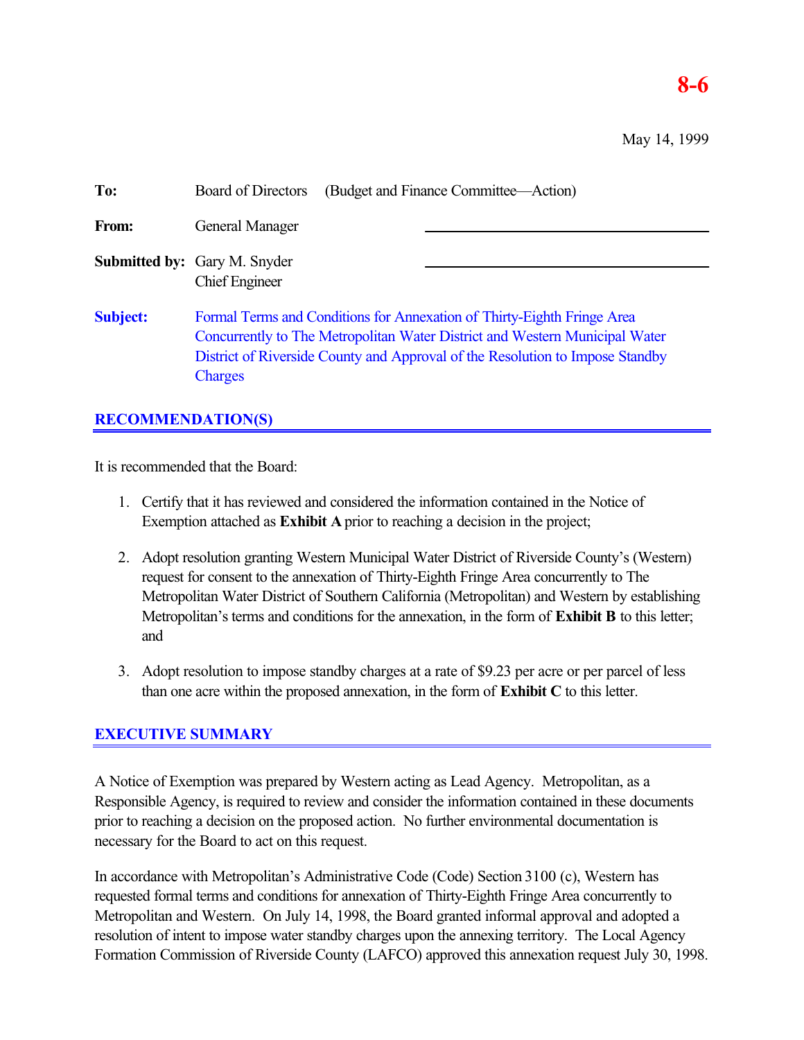**8-6**

May 14, 1999

**To:** Board of Directors (Budget and Finance Committee—Action)

**From:** General Manager

**Submitted by:** Gary M. Snyder
Chief Engineer

**Subject:** Formal Terms and Conditions for Annexation of Thirty-Eighth Fringe Area Concurrently to The Metropolitan Water District and Western Municipal Water District of Riverside County and Approval of the Resolution to Impose Standby Charges

## RECOMMENDATION(S)

It is recommended that the Board:

1. Certify that it has reviewed and considered the information contained in the Notice of Exemption attached as **Exhibit A** prior to reaching a decision in the project;

2. Adopt resolution granting Western Municipal Water District of Riverside County's (Western) request for consent to the annexation of Thirty-Eighth Fringe Area concurrently to The Metropolitan Water District of Southern California (Metropolitan) and Western by establishing Metropolitan's terms and conditions for the annexation, in the form of **Exhibit B** to this letter; and

3. Adopt resolution to impose standby charges at a rate of $9.23 per acre or per parcel of less than one acre within the proposed annexation, in the form of **Exhibit C** to this letter.

## EXECUTIVE SUMMARY

A Notice of Exemption was prepared by Western acting as Lead Agency. Metropolitan, as a Responsible Agency, is required to review and consider the information contained in these documents prior to reaching a decision on the proposed action. No further environmental documentation is necessary for the Board to act on this request.

In accordance with Metropolitan's Administrative Code (Code) Section 3100 (c), Western has requested formal terms and conditions for annexation of Thirty-Eighth Fringe Area concurrently to Metropolitan and Western. On July 14, 1998, the Board granted informal approval and adopted a resolution of intent to impose water standby charges upon the annexing territory. The Local Agency Formation Commission of Riverside County (LAFCO) approved this annexation request July 30, 1998.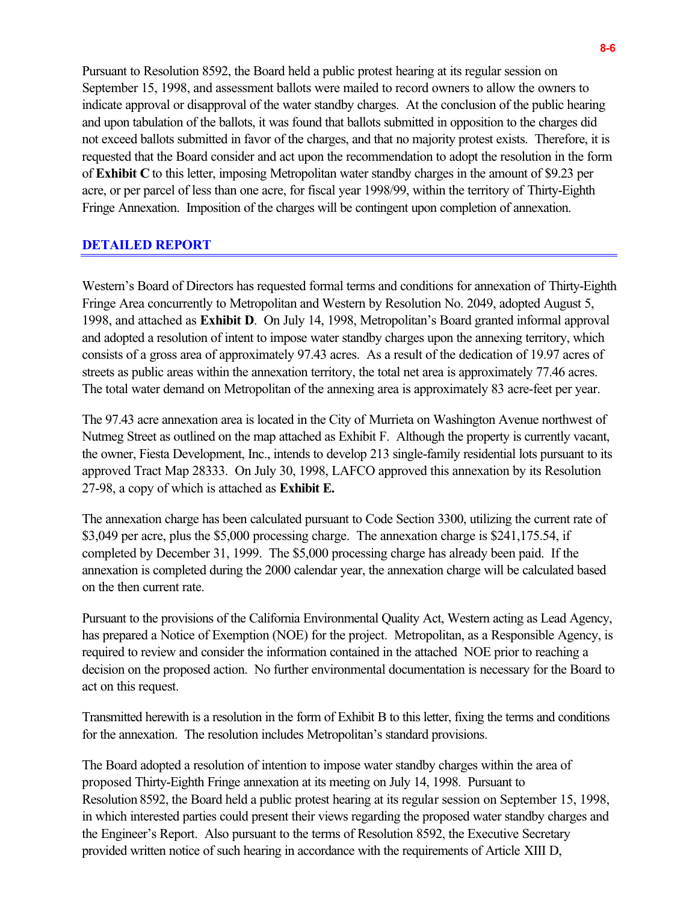Pursuant to Resolution 8592, the Board held a public protest hearing at its regular session on September 15, 1998, and assessment ballots were mailed to record owners to allow the owners to indicate approval or disapproval of the water standby charges. At the conclusion of the public hearing and upon tabulation of the ballots, it was found that ballots submitted in opposition to the charges did not exceed ballots submitted in favor of the charges, and that no majority protest exists. Therefore, it is requested that the Board consider and act upon the recommendation to adopt the resolution in the form of **Exhibit C** to this letter, imposing Metropolitan water standby charges in the amount of $9.23 per acre, or per parcel of less than one acre, for fiscal year 1998/99, within the territory of Thirty-Eighth Fringe Annexation. Imposition of the charges will be contingent upon completion of annexation.

## DETAILED REPORT

Western's Board of Directors has requested formal terms and conditions for annexation of Thirty-Eighth Fringe Area concurrently to Metropolitan and Western by Resolution No. 2049, adopted August 5, 1998, and attached as **Exhibit D**. On July 14, 1998, Metropolitan's Board granted informal approval and adopted a resolution of intent to impose water standby charges upon the annexing territory, which consists of a gross area of approximately 97.43 acres. As a result of the dedication of 19.97 acres of streets as public areas within the annexation territory, the total net area is approximately 77.46 acres. The total water demand on Metropolitan of the annexing area is approximately 83 acre-feet per year.

The 97.43 acre annexation area is located in the City of Murrieta on Washington Avenue northwest of Nutmeg Street as outlined on the map attached as Exhibit F. Although the property is currently vacant, the owner, Fiesta Development, Inc., intends to develop 213 single-family residential lots pursuant to its approved Tract Map 28333. On July 30, 1998, LAFCO approved this annexation by its Resolution 27-98, a copy of which is attached as **Exhibit E.**

The annexation charge has been calculated pursuant to Code Section 3300, utilizing the current rate of $3,049 per acre, plus the $5,000 processing charge. The annexation charge is $241,175.54, if completed by December 31, 1999. The $5,000 processing charge has already been paid. If the annexation is completed during the 2000 calendar year, the annexation charge will be calculated based on the then current rate.

Pursuant to the provisions of the California Environmental Quality Act, Western acting as Lead Agency, has prepared a Notice of Exemption (NOE) for the project. Metropolitan, as a Responsible Agency, is required to review and consider the information contained in the attached NOE prior to reaching a decision on the proposed action. No further environmental documentation is necessary for the Board to act on this request.

Transmitted herewith is a resolution in the form of Exhibit B to this letter, fixing the terms and conditions for the annexation. The resolution includes Metropolitan's standard provisions.

The Board adopted a resolution of intention to impose water standby charges within the area of proposed Thirty-Eighth Fringe annexation at its meeting on July 14, 1998. Pursuant to Resolution 8592, the Board held a public protest hearing at its regular session on September 15, 1998, in which interested parties could present their views regarding the proposed water standby charges and the Engineer's Report. Also pursuant to the terms of Resolution 8592, the Executive Secretary provided written notice of such hearing in accordance with the requirements of Article XIII D,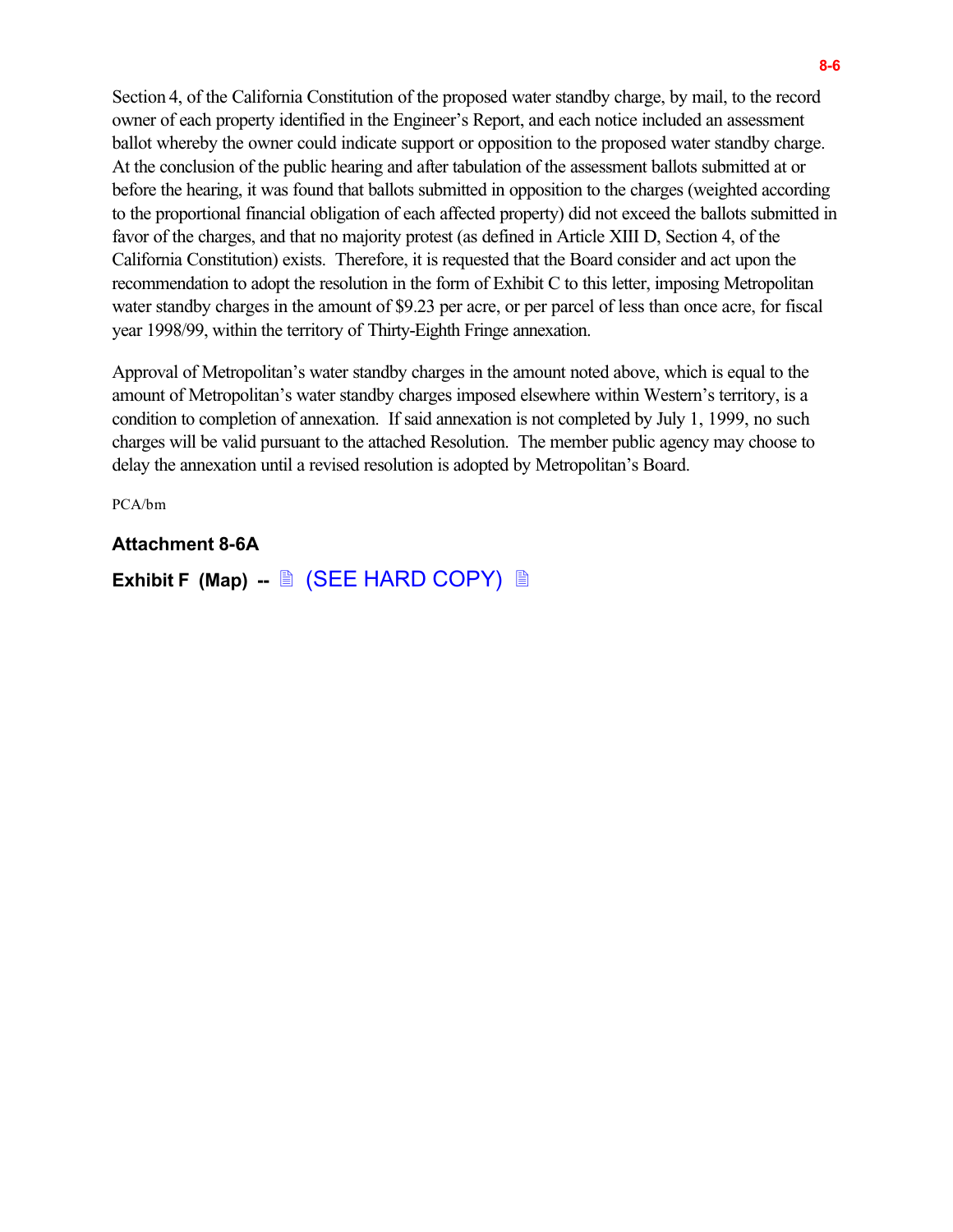Section 4, of the California Constitution of the proposed water standby charge, by mail, to the record owner of each property identified in the Engineer's Report, and each notice included an assessment ballot whereby the owner could indicate support or opposition to the proposed water standby charge. At the conclusion of the public hearing and after tabulation of the assessment ballots submitted at or before the hearing, it was found that ballots submitted in opposition to the charges (weighted according to the proportional financial obligation of each affected property) did not exceed the ballots submitted in favor of the charges, and that no majority protest (as defined in Article XIII D, Section 4, of the California Constitution) exists. Therefore, it is requested that the Board consider and act upon the recommendation to adopt the resolution in the form of Exhibit C to this letter, imposing Metropolitan water standby charges in the amount of $9.23 per acre, or per parcel of less than once acre, for fiscal year 1998/99, within the territory of Thirty-Eighth Fringe annexation.

Approval of Metropolitan's water standby charges in the amount noted above, which is equal to the amount of Metropolitan's water standby charges imposed elsewhere within Western's territory, is a condition to completion of annexation. If said annexation is not completed by July 1, 1999, no such charges will be valid pursuant to the attached Resolution. The member public agency may choose to delay the annexation until a revised resolution is adopted by Metropolitan's Board.

PCA/bm

**Attachment 8-6A**

**Exhibit F (Map) --** 🗎 (SEE HARD COPY) 🗎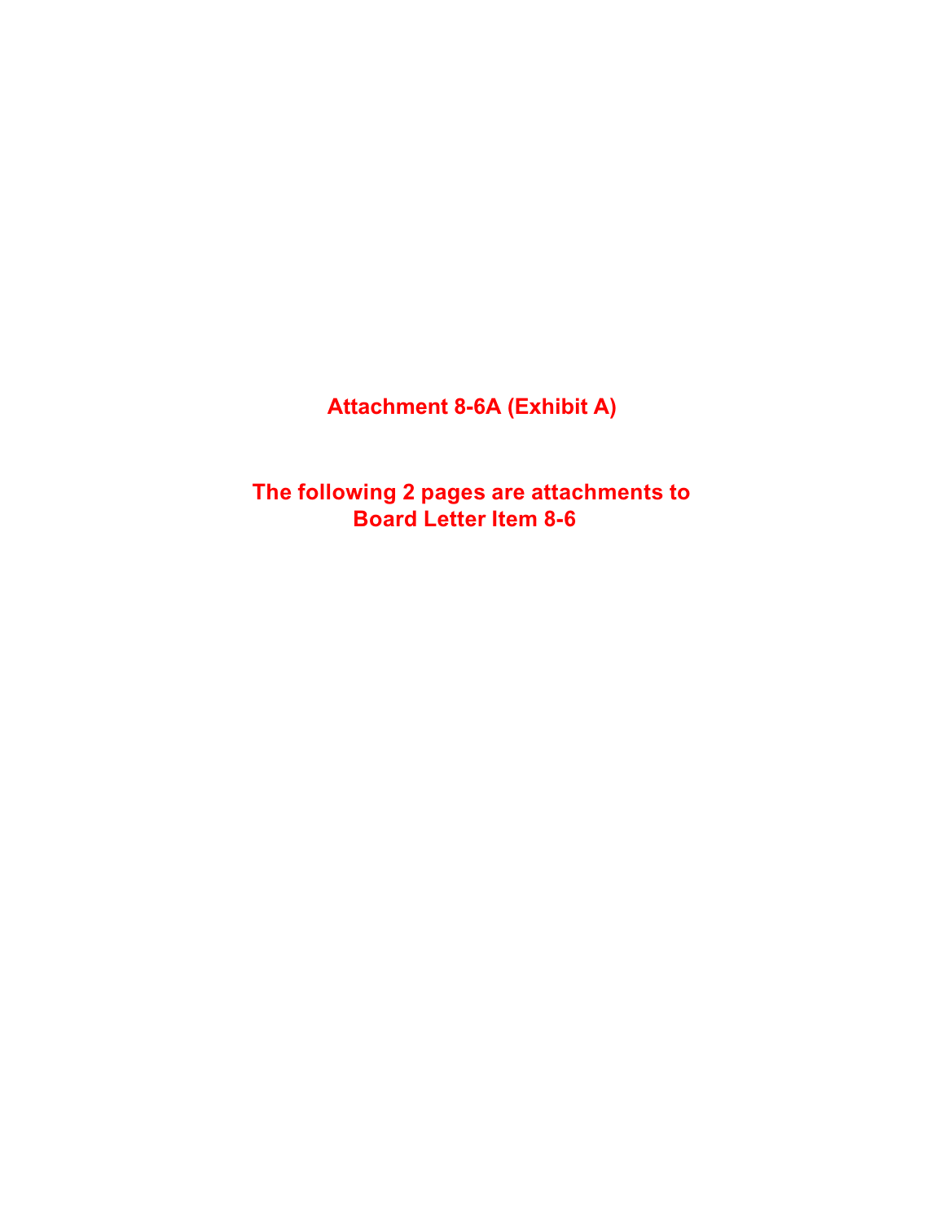**Attachment 8-6A (Exhibit A)**

**The following 2 pages are attachments to Board Letter Item 8-6**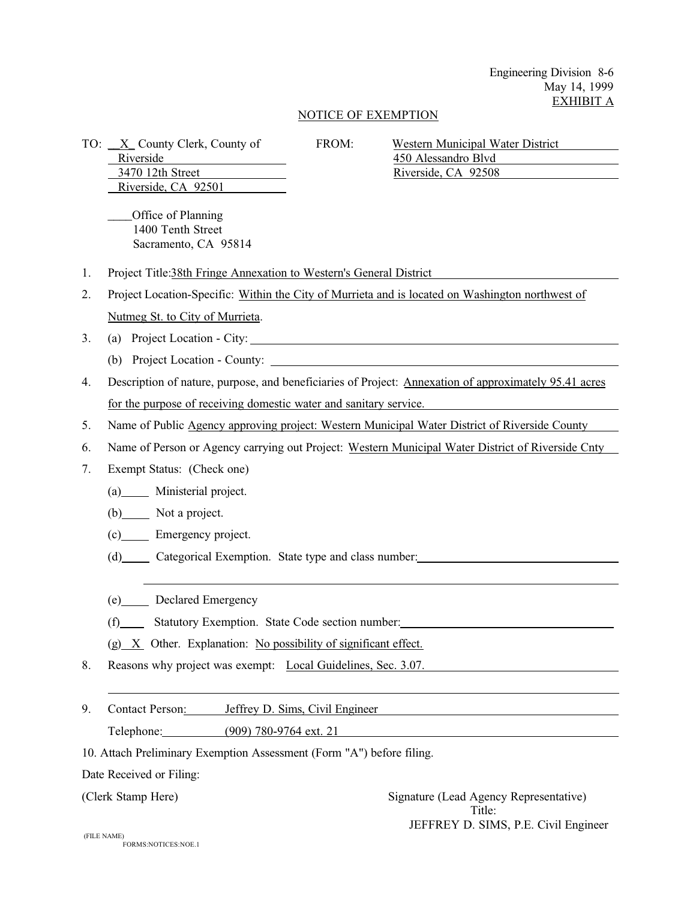Engineering Division 8-6
May 14, 1999
EXHIBIT A

# NOTICE OF EXEMPTION

TO: __X_ County Clerk, County of Riverside
3470 12th Street
Riverside, CA 92501

____Office of Planning
1400 Tenth Street
Sacramento, CA 95814

FROM: Western Municipal Water District
450 Alessandro Blvd
Riverside, CA 92508

1. Project Title: 38th Fringe Annexation to Western's General District
2. Project Location-Specific: Within the City of Murrieta and is located on Washington northwest of Nutmeg St. to City of Murrieta.
3. (a) Project Location - City: ____________
   (b) Project Location - County: ____________
4. Description of nature, purpose, and beneficiaries of Project: Annexation of approximately 95.41 acres for the purpose of receiving domestic water and sanitary service.
5. Name of Public Agency approving project: Western Municipal Water District of Riverside County
6. Name of Person or Agency carrying out Project: Western Municipal Water District of Riverside Cnty
7. Exempt Status: (Check one)
   (a)_____ Ministerial project.
   (b)_____ Not a project.
   (c)_____ Emergency project.
   (d)_____ Categorical Exemption. State type and class number: ____________
   (e)_____ Declared Emergency
   (f)_____ Statutory Exemption. State Code section number: ____________
   (g) X Other. Explanation: No possibility of significant effect.
8. Reasons why project was exempt: Local Guidelines, Sec. 3.07.
9. Contact Person: Jeffrey D. Sims, Civil Engineer
   Telephone: (909) 780-9764 ext. 21
10. Attach Preliminary Exemption Assessment (Form "A") before filing.

Date Received or Filing:

(Clerk Stamp Here)

Signature (Lead Agency Representative)
Title:
JEFFREY D. SIMS, P.E. Civil Engineer

(FILE NAME)
FORMS:NOTICES:NOE.1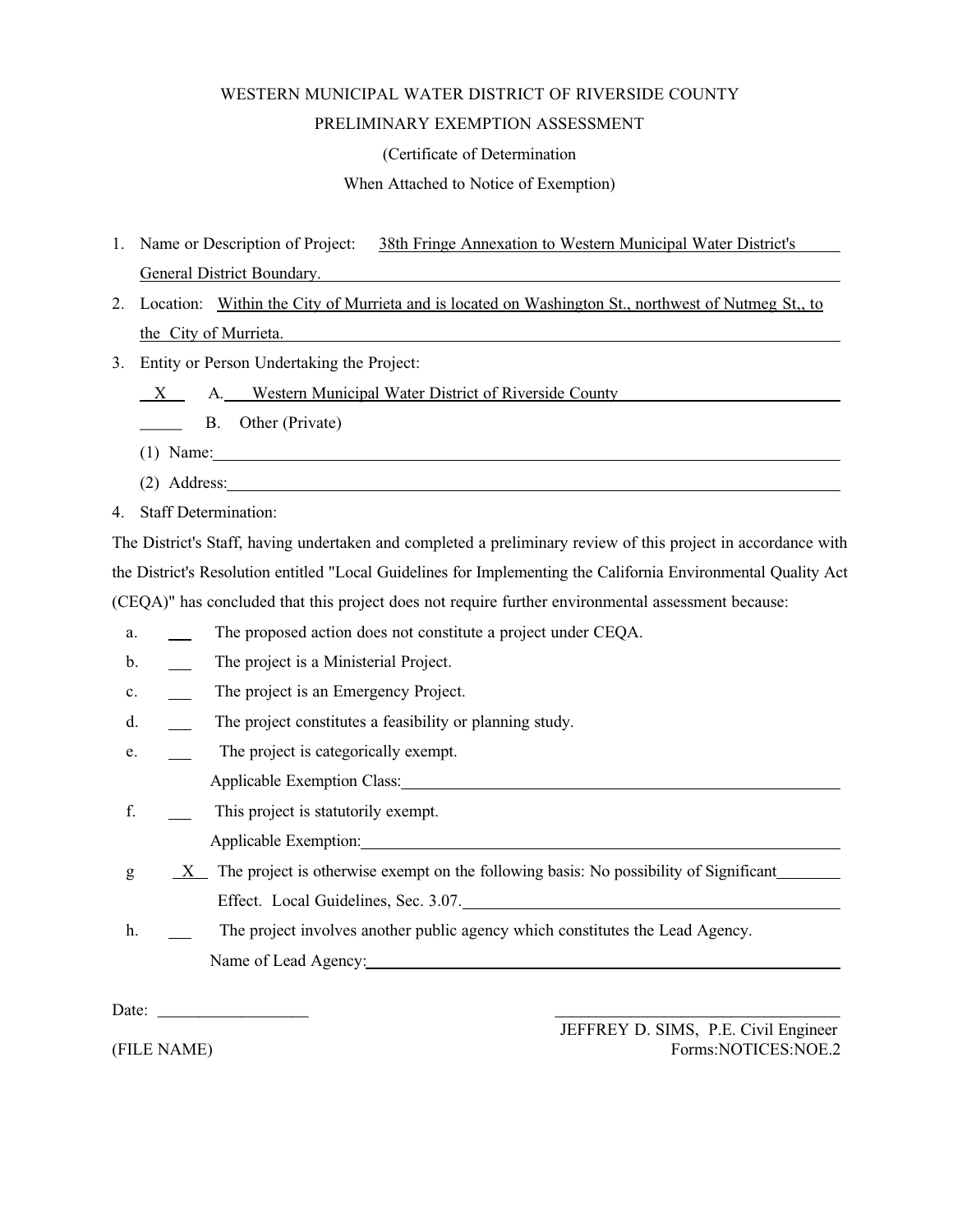WESTERN MUNICIPAL WATER DISTRICT OF RIVERSIDE COUNTY

PRELIMINARY EXEMPTION ASSESSMENT

(Certificate of Determination

When Attached to Notice of Exemption)

1. Name or Description of Project: 38th Fringe Annexation to Western Municipal Water District's General District Boundary.
2. Location: Within the City of Murrieta and is located on Washington St., northwest of Nutmeg St,, to the City of Murrieta.
3. Entity or Person Undertaking the Project:

   X A. Western Municipal Water District of Riverside County

   ____ B. Other (Private)

   (1) Name: ____________________

   (2) Address: ____________________
4. Staff Determination:

The District's Staff, having undertaken and completed a preliminary review of this project in accordance with the District's Resolution entitled "Local Guidelines for Implementing the California Environmental Quality Act (CEQA)" has concluded that this project does not require further environmental assessment because:

a. ___ The proposed action does not constitute a project under CEQA.

b. ___ The project is a Ministerial Project.

c. ___ The project is an Emergency Project.

d. ___ The project constitutes a feasibility or planning study.

e. ___ The project is categorically exempt.

   Applicable Exemption Class: ____________________

f. ___ This project is statutorily exempt.

   Applicable Exemption: ____________________

g X The project is otherwise exempt on the following basis: No possibility of Significant Effect. Local Guidelines, Sec. 3.07.

h. ___ The project involves another public agency which constitutes the Lead Agency.

   Name of Lead Agency: ____________________

Date: __________________

____________________
JEFFREY D. SIMS, P.E. Civil Engineer

(FILE NAME)

Forms:NOTICES:NOE.2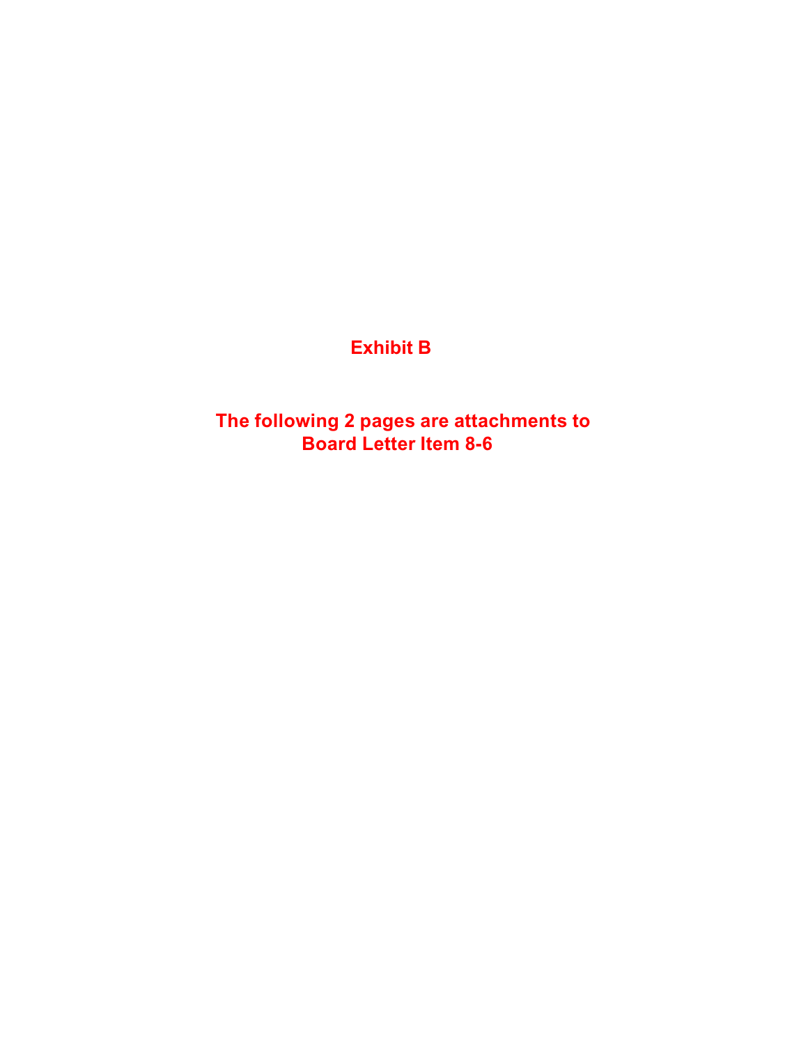# Exhibit B

**The following 2 pages are attachments to Board Letter Item 8-6**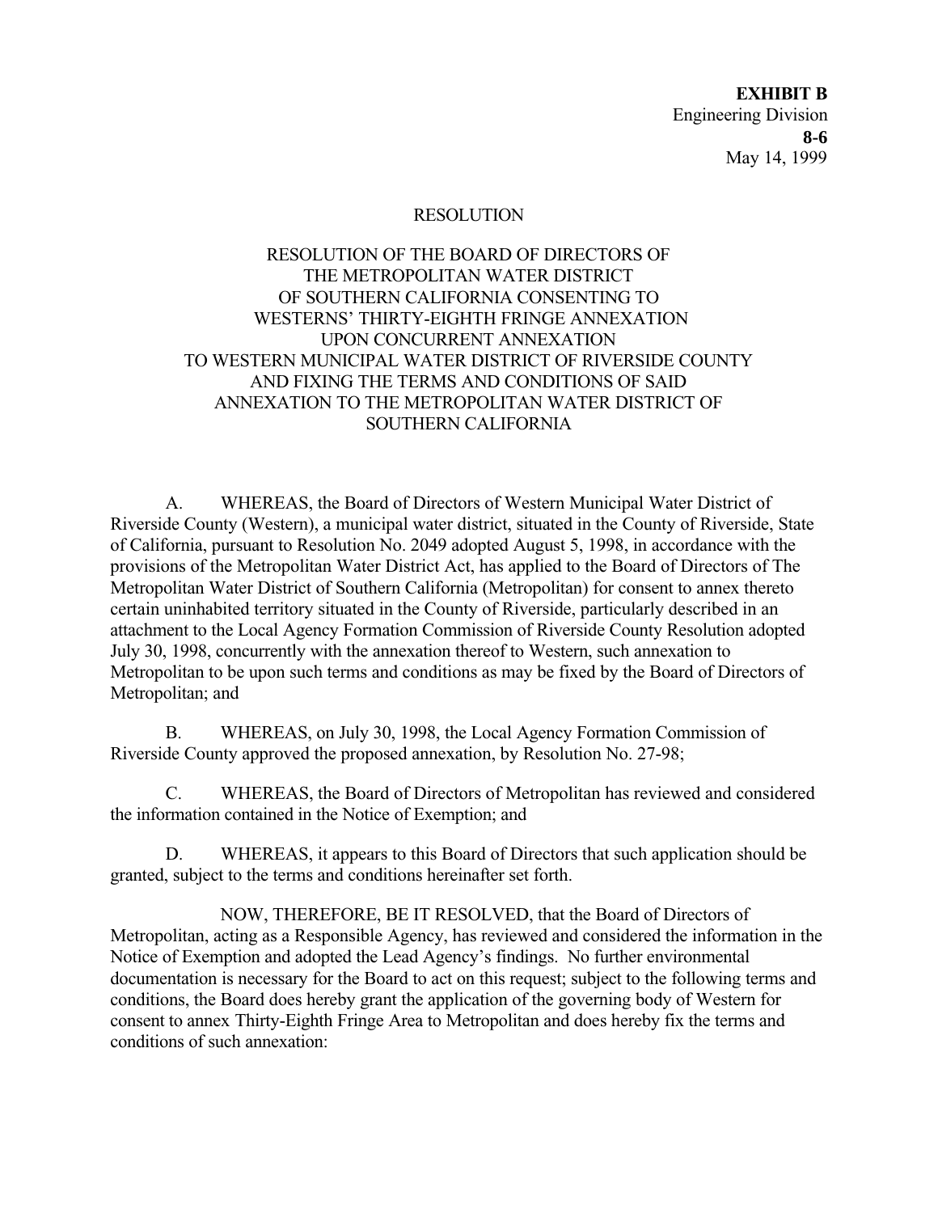**EXHIBIT B**
Engineering Division
**8-6**
May 14, 1999

RESOLUTION

RESOLUTION OF THE BOARD OF DIRECTORS OF
THE METROPOLITAN WATER DISTRICT
OF SOUTHERN CALIFORNIA CONSENTING TO
WESTERNS' THIRTY-EIGHTH FRINGE ANNEXATION
UPON CONCURRENT ANNEXATION
TO WESTERN MUNICIPAL WATER DISTRICT OF RIVERSIDE COUNTY
AND FIXING THE TERMS AND CONDITIONS OF SAID
ANNEXATION TO THE METROPOLITAN WATER DISTRICT OF
SOUTHERN CALIFORNIA

A. WHEREAS, the Board of Directors of Western Municipal Water District of Riverside County (Western), a municipal water district, situated in the County of Riverside, State of California, pursuant to Resolution No. 2049 adopted August 5, 1998, in accordance with the provisions of the Metropolitan Water District Act, has applied to the Board of Directors of The Metropolitan Water District of Southern California (Metropolitan) for consent to annex thereto certain uninhabited territory situated in the County of Riverside, particularly described in an attachment to the Local Agency Formation Commission of Riverside County Resolution adopted July 30, 1998, concurrently with the annexation thereof to Western, such annexation to Metropolitan to be upon such terms and conditions as may be fixed by the Board of Directors of Metropolitan; and

B. WHEREAS, on July 30, 1998, the Local Agency Formation Commission of Riverside County approved the proposed annexation, by Resolution No. 27-98;

C. WHEREAS, the Board of Directors of Metropolitan has reviewed and considered the information contained in the Notice of Exemption; and

D. WHEREAS, it appears to this Board of Directors that such application should be granted, subject to the terms and conditions hereinafter set forth.

NOW, THEREFORE, BE IT RESOLVED, that the Board of Directors of Metropolitan, acting as a Responsible Agency, has reviewed and considered the information in the Notice of Exemption and adopted the Lead Agency's findings. No further environmental documentation is necessary for the Board to act on this request; subject to the following terms and conditions, the Board does hereby grant the application of the governing body of Western for consent to annex Thirty-Eighth Fringe Area to Metropolitan and does hereby fix the terms and conditions of such annexation: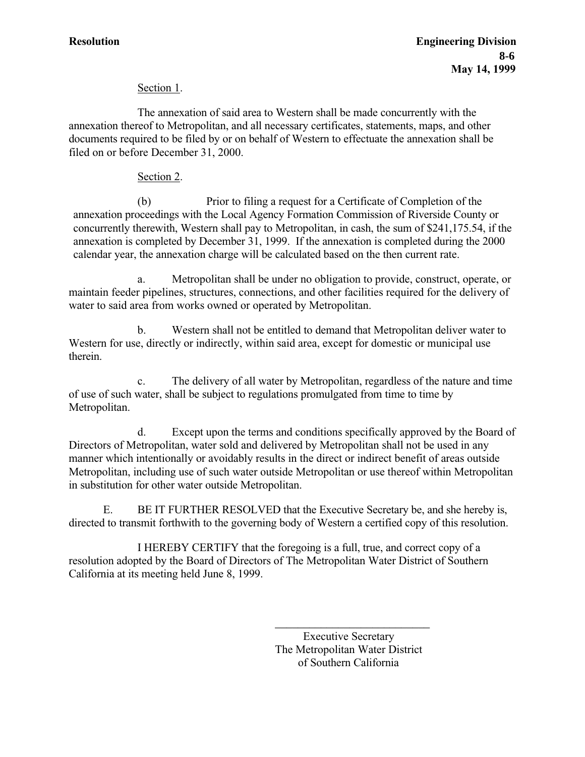Section 1.

The annexation of said area to Western shall be made concurrently with the annexation thereof to Metropolitan, and all necessary certificates, statements, maps, and other documents required to be filed by or on behalf of Western to effectuate the annexation shall be filed on or before December 31, 2000.

Section 2.

(b) Prior to filing a request for a Certificate of Completion of the annexation proceedings with the Local Agency Formation Commission of Riverside County or concurrently therewith, Western shall pay to Metropolitan, in cash, the sum of $241,175.54, if the annexation is completed by December 31, 1999. If the annexation is completed during the 2000 calendar year, the annexation charge will be calculated based on the then current rate.

a. Metropolitan shall be under no obligation to provide, construct, operate, or maintain feeder pipelines, structures, connections, and other facilities required for the delivery of water to said area from works owned or operated by Metropolitan.

b. Western shall not be entitled to demand that Metropolitan deliver water to Western for use, directly or indirectly, within said area, except for domestic or municipal use therein.

c. The delivery of all water by Metropolitan, regardless of the nature and time of use of such water, shall be subject to regulations promulgated from time to time by Metropolitan.

d. Except upon the terms and conditions specifically approved by the Board of Directors of Metropolitan, water sold and delivered by Metropolitan shall not be used in any manner which intentionally or avoidably results in the direct or indirect benefit of areas outside Metropolitan, including use of such water outside Metropolitan or use thereof within Metropolitan in substitution for other water outside Metropolitan.

E. BE IT FURTHER RESOLVED that the Executive Secretary be, and she hereby is, directed to transmit forthwith to the governing body of Western a certified copy of this resolution.

I HEREBY CERTIFY that the foregoing is a full, true, and correct copy of a resolution adopted by the Board of Directors of The Metropolitan Water District of Southern California at its meeting held June 8, 1999.

\_\_\_\_\_\_\_\_\_\_\_\_\_\_\_\_\_\_\_\_\_\_\_\_\_\_\_\_

Executive Secretary
The Metropolitan Water District
of Southern California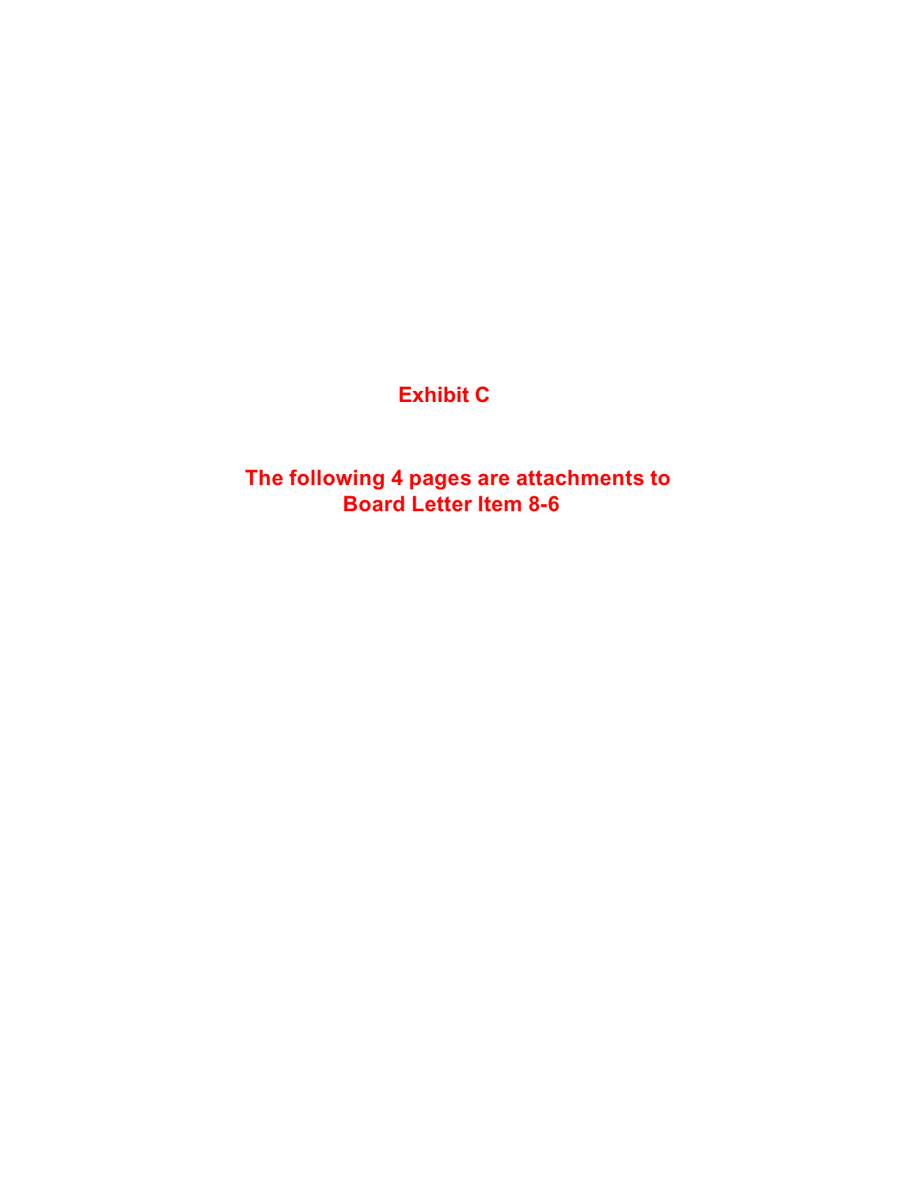# Exhibit C

**The following 4 pages are attachments to Board Letter Item 8-6**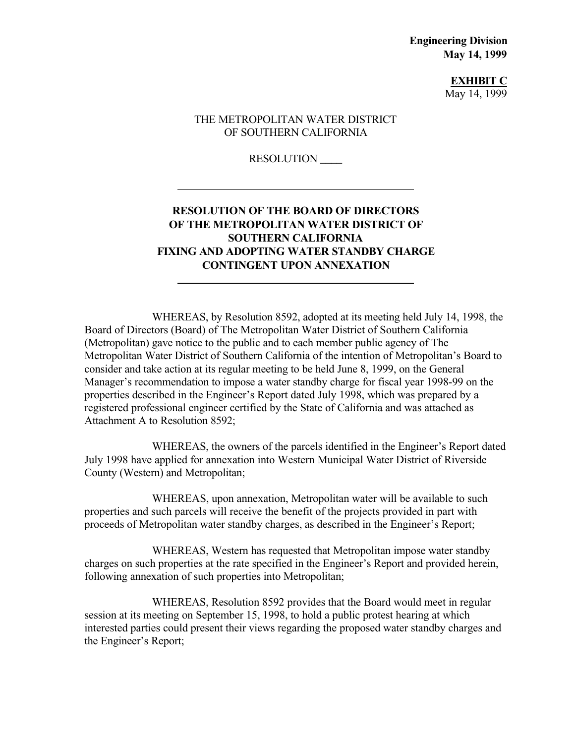**Engineering Division**
**May 14, 1999**

**<u>EXHIBIT C</u>**
May 14, 1999

THE METROPOLITAN WATER DISTRICT
OF SOUTHERN CALIFORNIA

RESOLUTION ____

---

**RESOLUTION OF THE BOARD OF DIRECTORS OF THE METROPOLITAN WATER DISTRICT OF SOUTHERN CALIFORNIA FIXING AND ADOPTING WATER STANDBY CHARGE CONTINGENT UPON ANNEXATION**

---

WHEREAS, by Resolution 8592, adopted at its meeting held July 14, 1998, the Board of Directors (Board) of The Metropolitan Water District of Southern California (Metropolitan) gave notice to the public and to each member public agency of The Metropolitan Water District of Southern California of the intention of Metropolitan's Board to consider and take action at its regular meeting to be held June 8, 1999, on the General Manager's recommendation to impose a water standby charge for fiscal year 1998-99 on the properties described in the Engineer's Report dated July 1998, which was prepared by a registered professional engineer certified by the State of California and was attached as Attachment A to Resolution 8592;

WHEREAS, the owners of the parcels identified in the Engineer's Report dated July 1998 have applied for annexation into Western Municipal Water District of Riverside County (Western) and Metropolitan;

WHEREAS, upon annexation, Metropolitan water will be available to such properties and such parcels will receive the benefit of the projects provided in part with proceeds of Metropolitan water standby charges, as described in the Engineer's Report;

WHEREAS, Western has requested that Metropolitan impose water standby charges on such properties at the rate specified in the Engineer's Report and provided herein, following annexation of such properties into Metropolitan;

WHEREAS, Resolution 8592 provides that the Board would meet in regular session at its meeting on September 15, 1998, to hold a public protest hearing at which interested parties could present their views regarding the proposed water standby charges and the Engineer's Report;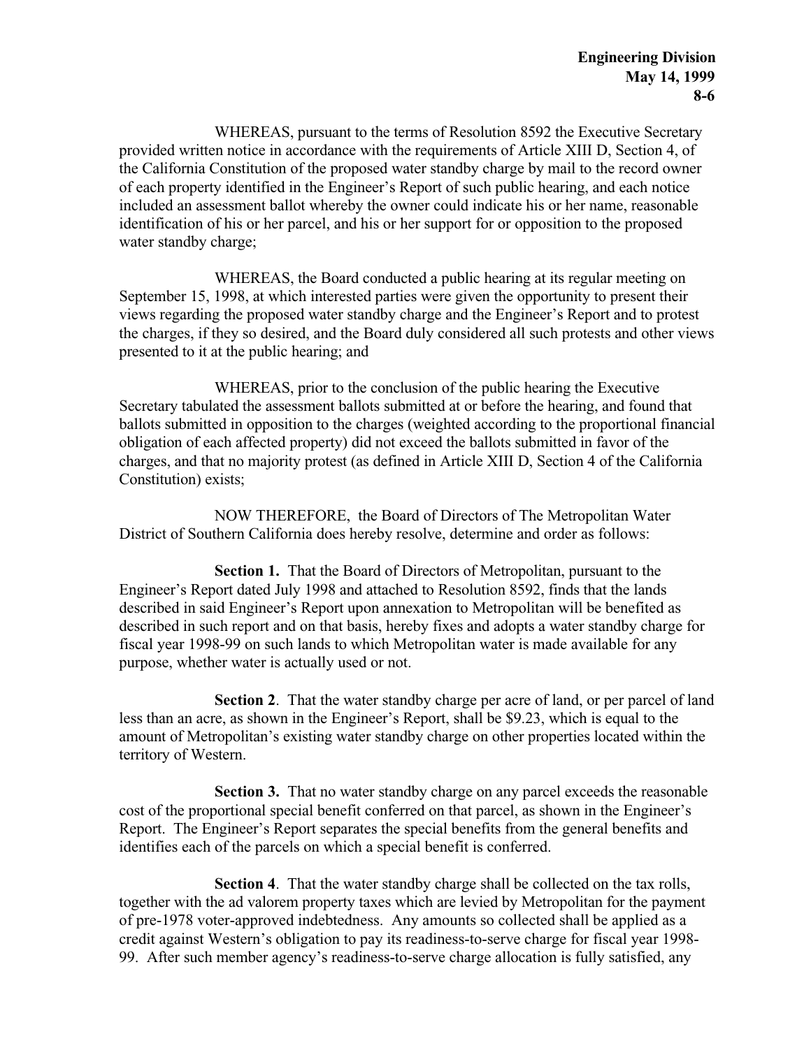WHEREAS, pursuant to the terms of Resolution 8592 the Executive Secretary provided written notice in accordance with the requirements of Article XIII D, Section 4, of the California Constitution of the proposed water standby charge by mail to the record owner of each property identified in the Engineer's Report of such public hearing, and each notice included an assessment ballot whereby the owner could indicate his or her name, reasonable identification of his or her parcel, and his or her support for or opposition to the proposed water standby charge;

WHEREAS, the Board conducted a public hearing at its regular meeting on September 15, 1998, at which interested parties were given the opportunity to present their views regarding the proposed water standby charge and the Engineer's Report and to protest the charges, if they so desired, and the Board duly considered all such protests and other views presented to it at the public hearing; and

WHEREAS, prior to the conclusion of the public hearing the Executive Secretary tabulated the assessment ballots submitted at or before the hearing, and found that ballots submitted in opposition to the charges (weighted according to the proportional financial obligation of each affected property) did not exceed the ballots submitted in favor of the charges, and that no majority protest (as defined in Article XIII D, Section 4 of the California Constitution) exists;

NOW THEREFORE, the Board of Directors of The Metropolitan Water District of Southern California does hereby resolve, determine and order as follows:

**Section 1.** That the Board of Directors of Metropolitan, pursuant to the Engineer's Report dated July 1998 and attached to Resolution 8592, finds that the lands described in said Engineer's Report upon annexation to Metropolitan will be benefited as described in such report and on that basis, hereby fixes and adopts a water standby charge for fiscal year 1998-99 on such lands to which Metropolitan water is made available for any purpose, whether water is actually used or not.

**Section 2**. That the water standby charge per acre of land, or per parcel of land less than an acre, as shown in the Engineer's Report, shall be $9.23, which is equal to the amount of Metropolitan's existing water standby charge on other properties located within the territory of Western.

**Section 3.** That no water standby charge on any parcel exceeds the reasonable cost of the proportional special benefit conferred on that parcel, as shown in the Engineer's Report. The Engineer's Report separates the special benefits from the general benefits and identifies each of the parcels on which a special benefit is conferred.

**Section 4**. That the water standby charge shall be collected on the tax rolls, together with the ad valorem property taxes which are levied by Metropolitan for the payment of pre-1978 voter-approved indebtedness. Any amounts so collected shall be applied as a credit against Western's obligation to pay its readiness-to-serve charge for fiscal year 1998-99. After such member agency's readiness-to-serve charge allocation is fully satisfied, any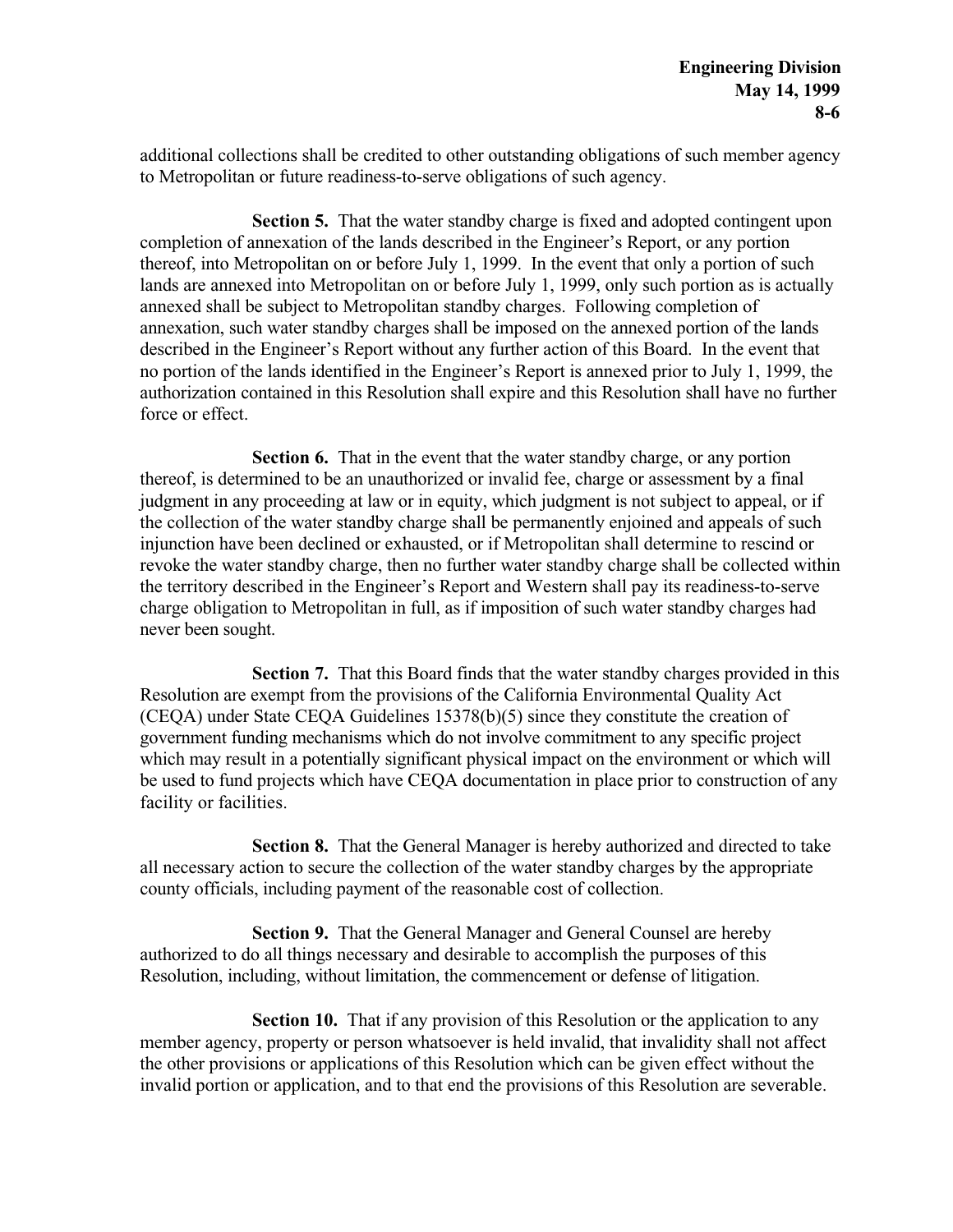additional collections shall be credited to other outstanding obligations of such member agency to Metropolitan or future readiness-to-serve obligations of such agency.

**Section 5.** That the water standby charge is fixed and adopted contingent upon completion of annexation of the lands described in the Engineer's Report, or any portion thereof, into Metropolitan on or before July 1, 1999. In the event that only a portion of such lands are annexed into Metropolitan on or before July 1, 1999, only such portion as is actually annexed shall be subject to Metropolitan standby charges. Following completion of annexation, such water standby charges shall be imposed on the annexed portion of the lands described in the Engineer's Report without any further action of this Board. In the event that no portion of the lands identified in the Engineer's Report is annexed prior to July 1, 1999, the authorization contained in this Resolution shall expire and this Resolution shall have no further force or effect.

**Section 6.** That in the event that the water standby charge, or any portion thereof, is determined to be an unauthorized or invalid fee, charge or assessment by a final judgment in any proceeding at law or in equity, which judgment is not subject to appeal, or if the collection of the water standby charge shall be permanently enjoined and appeals of such injunction have been declined or exhausted, or if Metropolitan shall determine to rescind or revoke the water standby charge, then no further water standby charge shall be collected within the territory described in the Engineer's Report and Western shall pay its readiness-to-serve charge obligation to Metropolitan in full, as if imposition of such water standby charges had never been sought.

**Section 7.** That this Board finds that the water standby charges provided in this Resolution are exempt from the provisions of the California Environmental Quality Act (CEQA) under State CEQA Guidelines 15378(b)(5) since they constitute the creation of government funding mechanisms which do not involve commitment to any specific project which may result in a potentially significant physical impact on the environment or which will be used to fund projects which have CEQA documentation in place prior to construction of any facility or facilities.

**Section 8.** That the General Manager is hereby authorized and directed to take all necessary action to secure the collection of the water standby charges by the appropriate county officials, including payment of the reasonable cost of collection.

**Section 9.** That the General Manager and General Counsel are hereby authorized to do all things necessary and desirable to accomplish the purposes of this Resolution, including, without limitation, the commencement or defense of litigation.

**Section 10.** That if any provision of this Resolution or the application to any member agency, property or person whatsoever is held invalid, that invalidity shall not affect the other provisions or applications of this Resolution which can be given effect without the invalid portion or application, and to that end the provisions of this Resolution are severable.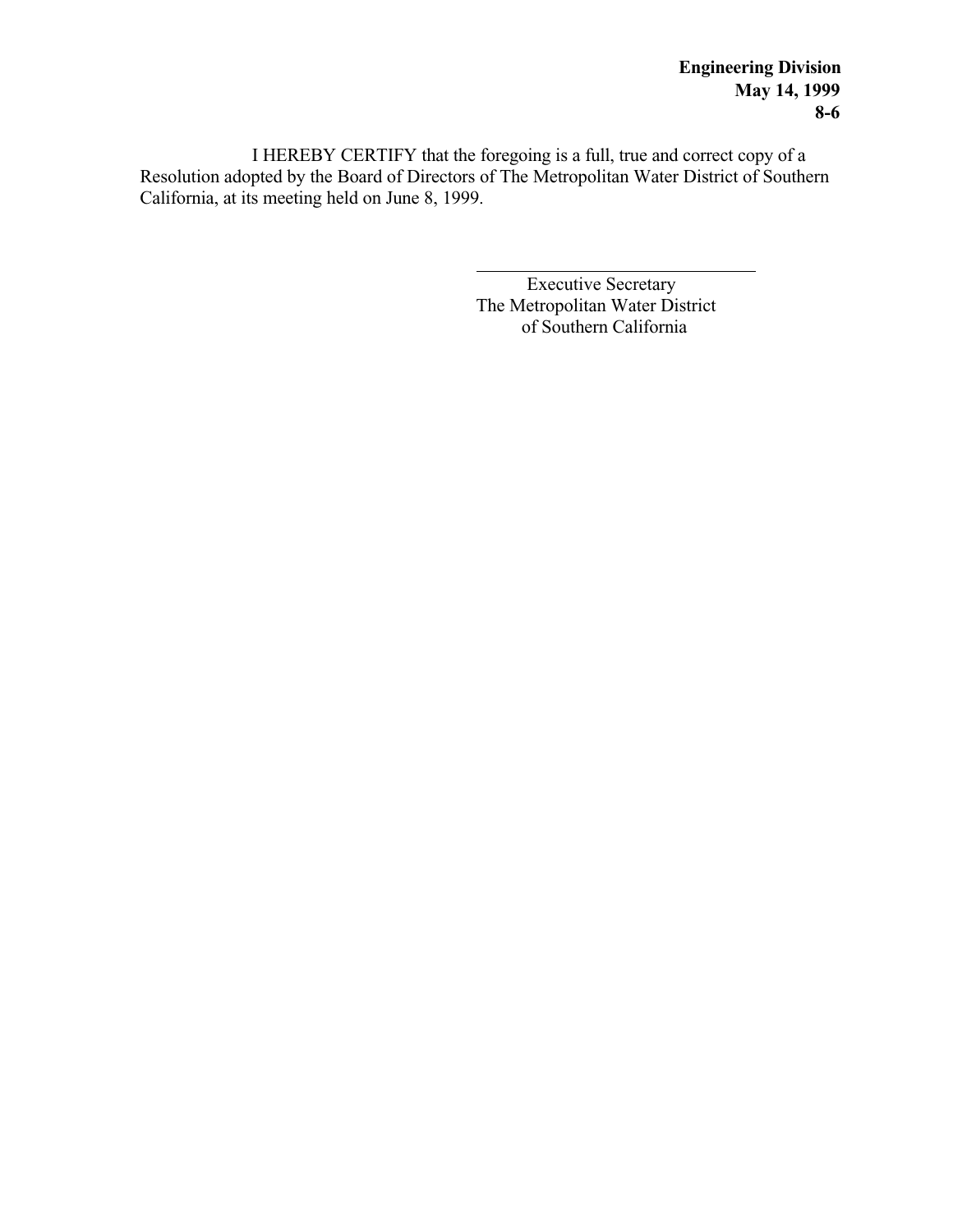I HEREBY CERTIFY that the foregoing is a full, true and correct copy of a Resolution adopted by the Board of Directors of The Metropolitan Water District of Southern California, at its meeting held on June 8, 1999.

\_\_\_\_\_\_\_\_\_\_\_\_\_\_\_\_\_\_\_\_\_\_\_\_\_\_\_\_\_\_

Executive Secretary
The Metropolitan Water District
of Southern California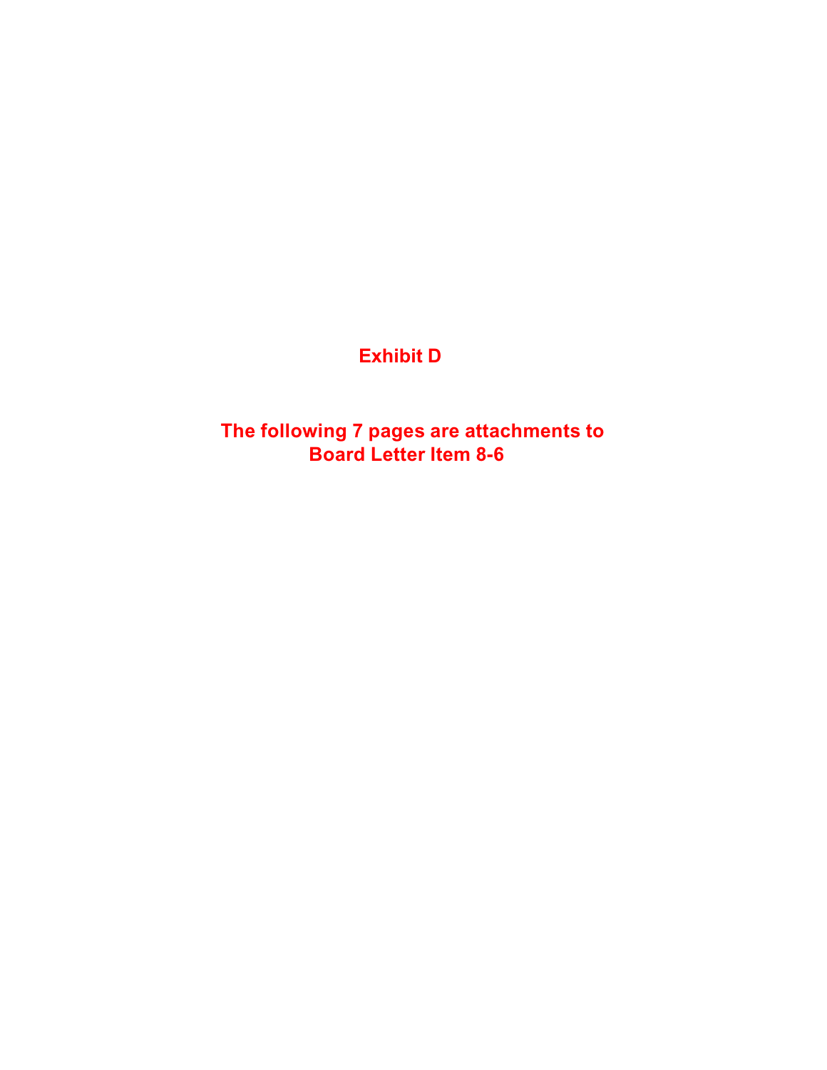# Exhibit D

**The following 7 pages are attachments to Board Letter Item 8-6**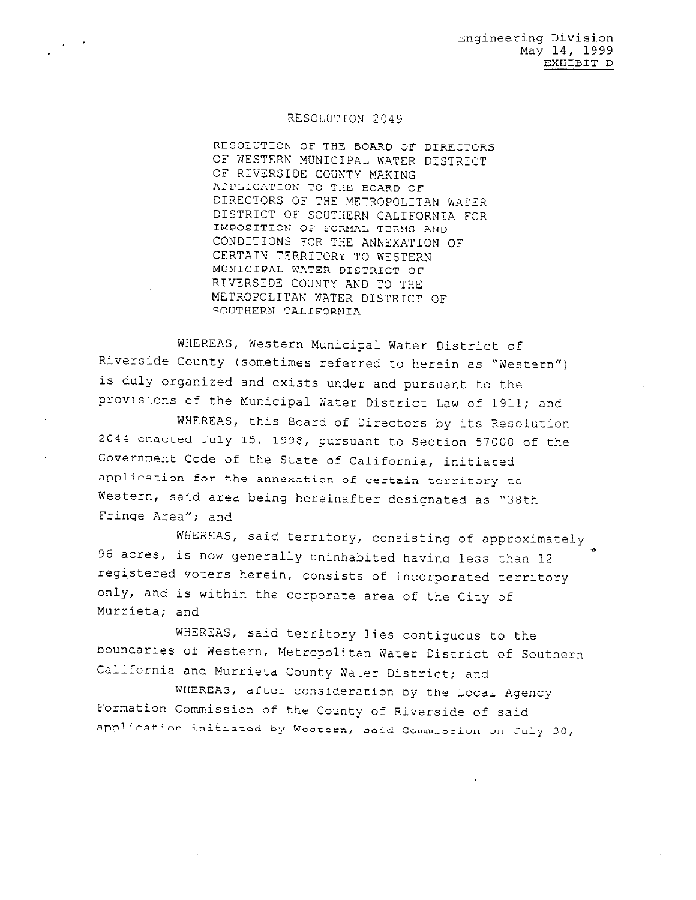Engineering Division
May 14, 1999
EXHIBIT D

RESOLUTION 2049

RESOLUTION OF THE BOARD OF DIRECTORS OF WESTERN MUNICIPAL WATER DISTRICT OF RIVERSIDE COUNTY MAKING APPLICATION TO THE BOARD OF DIRECTORS OF THE METROPOLITAN WATER DISTRICT OF SOUTHERN CALIFORNIA FOR IMPOSITION OF FORMAL TERMS AND CONDITIONS FOR THE ANNEXATION OF CERTAIN TERRITORY TO WESTERN MUNICIPAL WATER DISTRICT OF RIVERSIDE COUNTY AND TO THE METROPOLITAN WATER DISTRICT OF SOUTHERN CALIFORNIA

WHEREAS, Western Municipal Water District of Riverside County (sometimes referred to herein as "Western") is duly organized and exists under and pursuant to the provisions of the Municipal Water District Law of 1911; and

WHEREAS, this Board of Directors by its Resolution 2044 enacted July 15, 1998, pursuant to Section 57000 of the Government Code of the State of California, initiated application for the annexation of certain territory to Western, said area being hereinafter designated as "38th Fringe Area"; and

WHEREAS, said territory, consisting of approximately 96 acres, is now generally uninhabited having less than 12 registered voters herein, consists of incorporated territory only, and is within the corporate area of the City of Murrieta; and

WHEREAS, said territory lies contiguous to the boundaries of Western, Metropolitan Water District of Southern California and Murrieta County Water District; and

WHEREAS, after consideration by the Local Agency Formation Commission of the County of Riverside of said application initiated by Western, said Commission on July 30,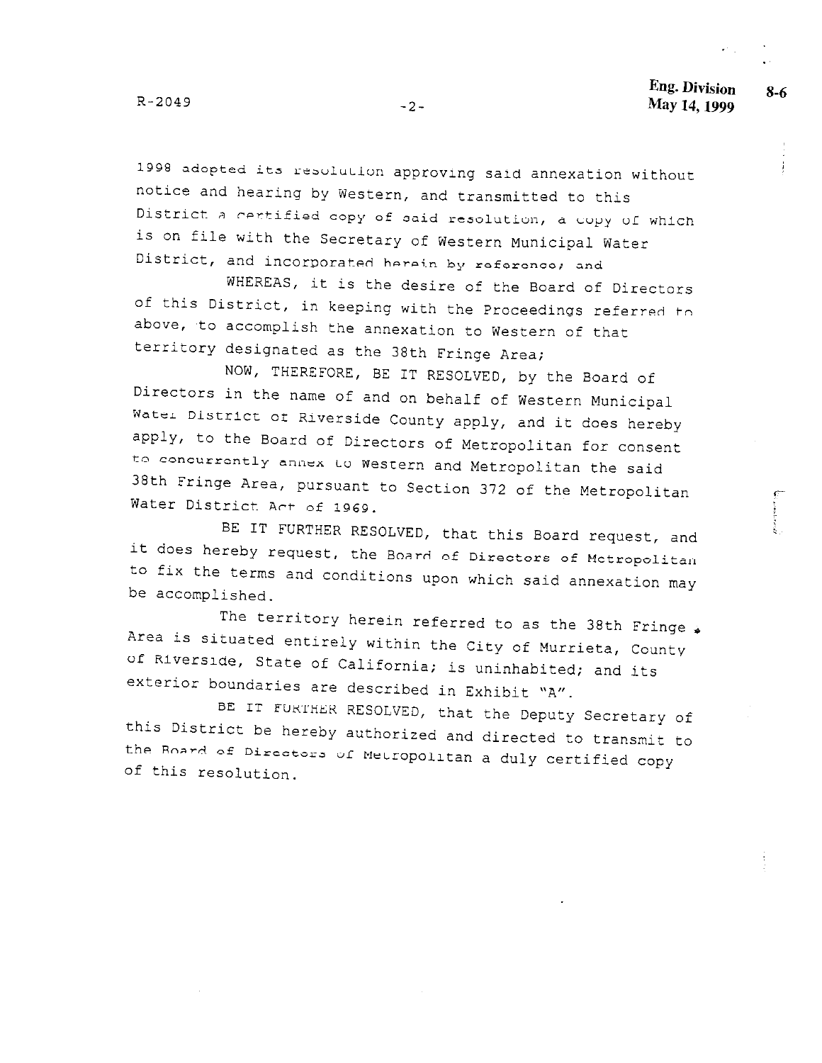1998 adopted its resolution approving said annexation without notice and hearing by Western, and transmitted to this District a certified copy of said resolution, a copy of which is on file with the Secretary of Western Municipal Water District, and incorporated herein by reference; and

WHEREAS, it is the desire of the Board of Directors of this District, in keeping with the Proceedings referred to above, to accomplish the annexation to Western of that territory designated as the 38th Fringe Area;

NOW, THEREFORE, BE IT RESOLVED, by the Board of Directors in the name of and on behalf of Western Municipal Water District of Riverside County apply, and it does hereby apply, to the Board of Directors of Metropolitan for consent to concurrently annex to Western and Metropolitan the said 38th Fringe Area, pursuant to Section 372 of the Metropolitan Water District Act of 1969.

BE IT FURTHER RESOLVED, that this Board request, and it does hereby request, the Board of Directors of Metropolitan to fix the terms and conditions upon which said annexation may be accomplished.

The territory herein referred to as the 38th Fringe Area is situated entirely within the City of Murrieta, County of Riverside, State of California; is uninhabited; and its exterior boundaries are described in Exhibit "A".

BE IT FURTHER RESOLVED, that the Deputy Secretary of this District be hereby authorized and directed to transmit to the Board of Directors of Metropolitan a duly certified copy of this resolution.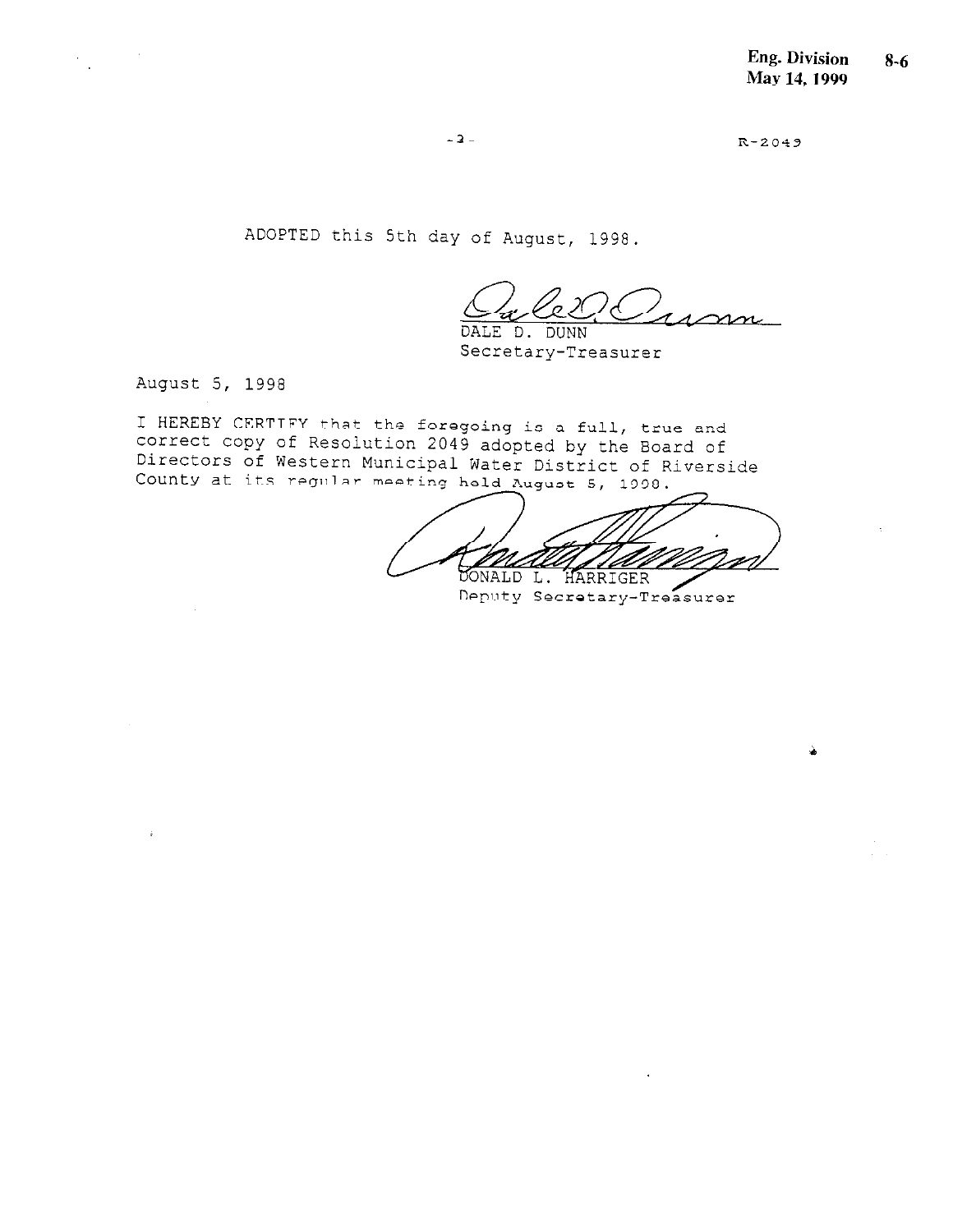ADOPTED this 5th day of August, 1998.

DALE D. DUNN
Secretary-Treasurer

August 5, 1998

I HEREBY CERTIFY that the foregoing is a full, true and correct copy of Resolution 2049 adopted by the Board of Directors of Western Municipal Water District of Riverside County at its regular meeting held August 5, 1998.

DONALD L. HARRIGER
Deputy Secretary-Treasurer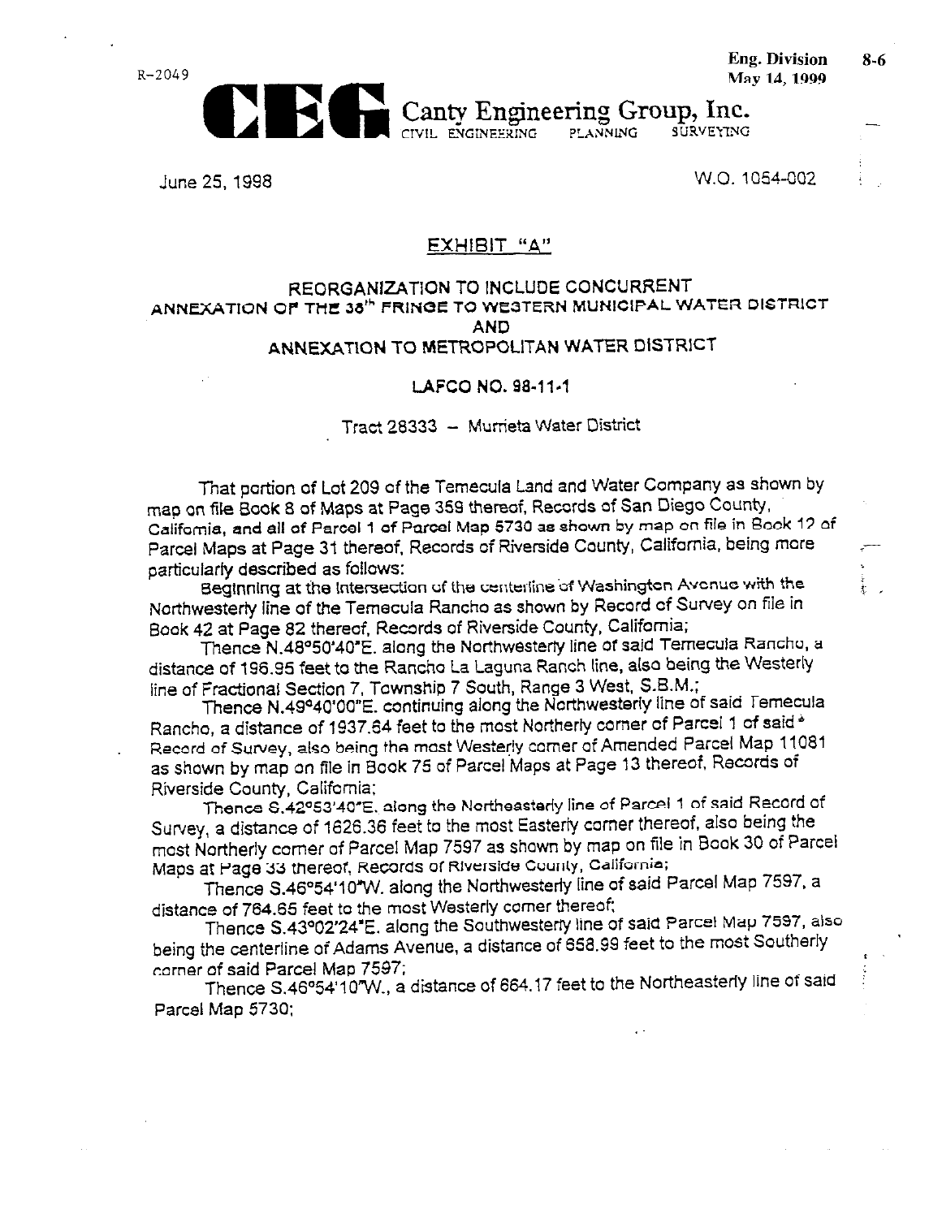R-2049

Eng. Division 8-6
May 14, 1999

**CEG** Canty Engineering Group, Inc.
CIVIL ENGINEERING PLANNING SURVEYING

June 25, 1998

W.O. 1054-002

## EXHIBIT "A"

### REORGANIZATION TO INCLUDE CONCURRENT ANNEXATION OF THE 38th FRINGE TO WESTERN MUNICIPAL WATER DISTRICT AND ANNEXATION TO METROPOLITAN WATER DISTRICT

### LAFCO NO. 98-11-1

Tract 28333 – Murrieta Water District

That portion of Lot 209 of the Temecula Land and Water Company as shown by map on file Book 8 of Maps at Page 359 thereof, Records of San Diego County, California, and all of Parcel 1 of Parcel Map 5730 as shown by map on file in Book 12 of Parcel Maps at Page 31 thereof, Records of Riverside County, California, being more particularly described as follows:

Beginning at the intersection of the centerline of Washington Avenue with the Northwesterly line of the Temecula Rancho as shown by Record of Survey on file in Book 42 at Page 82 thereof, Records of Riverside County, California;

Thence N.48°50'40"E. along the Northwesterly line of said Temecula Rancho, a distance of 196.95 feet to the Rancho La Laguna Ranch line, also being the Westerly line of Fractional Section 7, Township 7 South, Range 3 West, S.B.M.;

Thence N.49°40'00"E. continuing along the Northwesterly line of said Temecula Rancho, a distance of 1937.64 feet to the most Northerly corner of Parcel 1 of said Record of Survey, also being the most Westerly corner of Amended Parcel Map 11081 as shown by map on file in Book 75 of Parcel Maps at Page 13 thereof, Records of Riverside County, California;

Thence S.42°53'40"E. along the Northeasterly line of Parcel 1 of said Record of Survey, a distance of 1626.36 feet to the most Easterly corner thereof, also being the most Northerly corner of Parcel Map 7597 as shown by map on file in Book 30 of Parcel Maps at Page 33 thereof, Records of Riverside County, California;

Thence S.46°54'10"W. along the Northwesterly line of said Parcel Map 7597, a distance of 764.65 feet to the most Westerly corner thereof;

Thence S.43°02'24"E. along the Southwesterly line of said Parcel Map 7597, also being the centerline of Adams Avenue, a distance of 658.99 feet to the most Southerly corner of said Parcel Map 7597;

Thence S.46°54'10"W., a distance of 664.17 feet to the Northeasterly line of said Parcel Map 5730;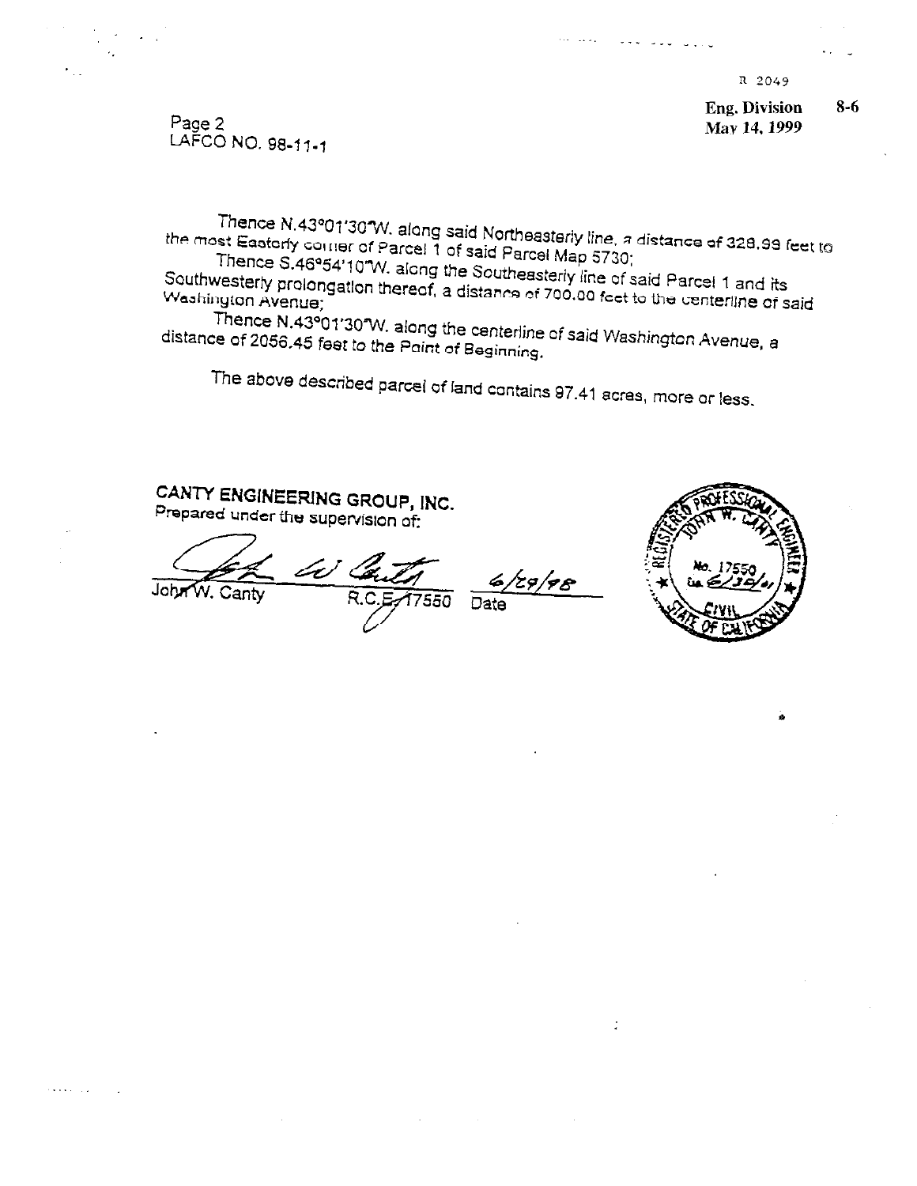Page 2
LAFCO NO. 98-11-1

Thence N.43°01'30"W. along said Northeasterly line, a distance of 328.99 feet to the most Easterly corner of Parcel 1 of said Parcel Map 5730;

Thence S.46°54'10"W. along the Southeasterly line of said Parcel 1 and its Southwesterly prolongation thereof, a distance of 700.00 feet to the centerline of said Washington Avenue;

Thence N.43°01'30"W. along the centerline of said Washington Avenue, a distance of 2056.45 feet to the Point of Beginning.

The above described parcel of land contains 97.41 acres, more or less.

**CANTY ENGINEERING GROUP, INC.**
Prepared under the supervision of:

John W. Canty R.C.E. 17550 — 6/29/98 Date

REGISTERED PROFESSIONAL ENGINEER — JOHN W. CANTY — No. 17550 — Exp. 6/30/01 — CIVIL — STATE OF CALIFORNIA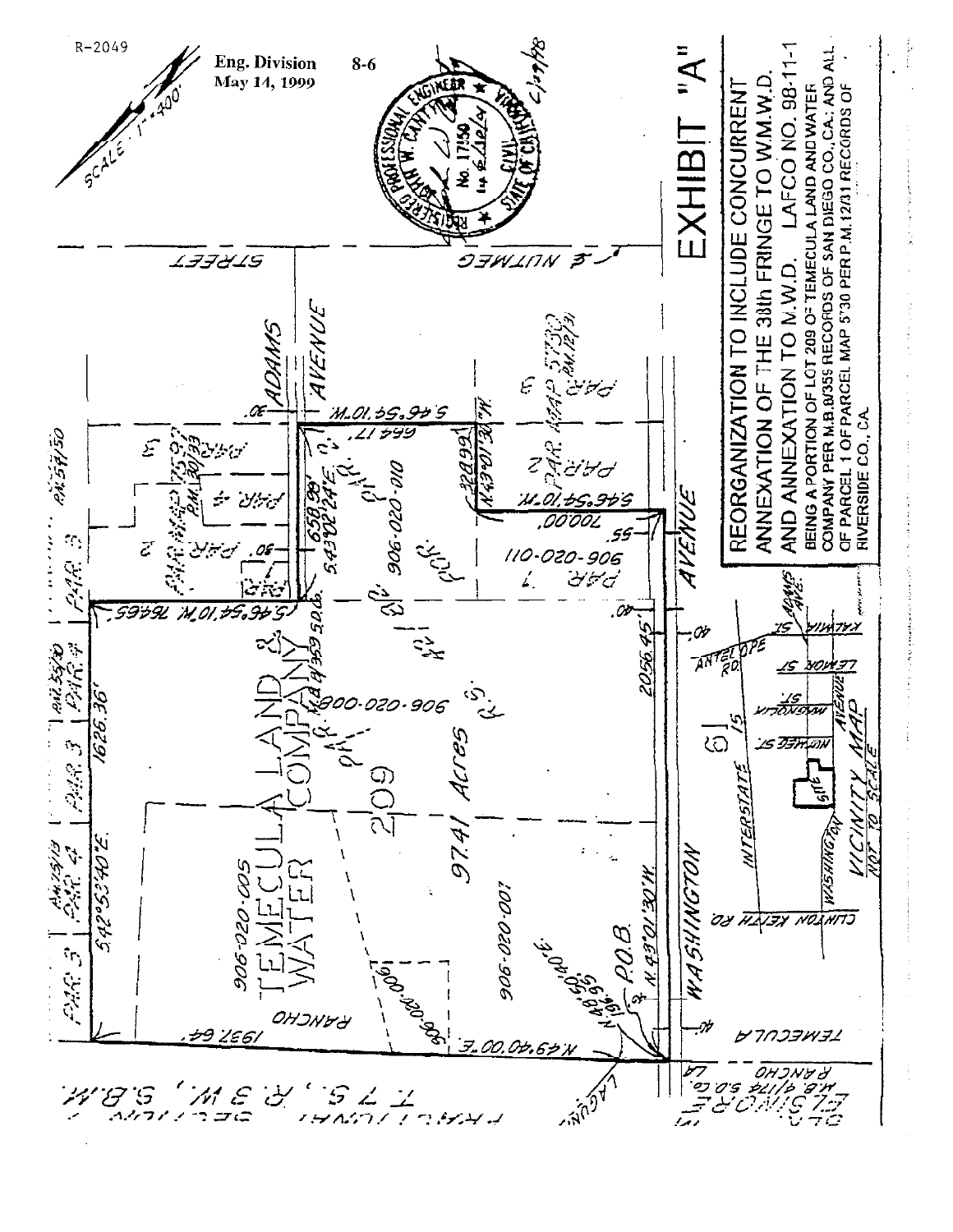R-2049

Eng. Division 8-6
May 14, 1999

SCALE: 1" = 400'

# EXHIBIT "A"

**REORGANIZATION TO INCLUDE CONCURRENT ANNEXATION OF THE 38th FRINGE TO W.M.W.D. AND ANNEXATION TO M.W.D. LAFCO NO. 98-11-1**

BEING A PORTION OF LOT 209 OF TEMECULA LAND AND WATER COMPANY PER M.B. 8/359 RECORDS OF SAN DIEGO CO., CA.; AND ALL OF PARCEL 1 OF PARCEL MAP 5730 PER P.M. 12/31 RECORDS OF RIVERSIDE CO., CA.

TEMECULA LAND & WATER COMPANY

209

97.41 Acres

T. 7 S., R. 3 W., S.B.M.

NUTMEG STREET

ADAMS AVENUE

WASHINGTON AVENUE

TEMECULA RANCHO

LAGUNA

P.O.B.

S.46°54'10"W. 1646.5'

S.42°53'40"E. 1626.36'

N.49°40'00"E. 1937.64'

N.43°01'30"W. 2056.45'

S.46°54'10"W. 700.00'

N.43°01'30"W. 322.99'

S.46°54'10"W. 664.17'

S.43°02'24"E. 658.98'

N.48°59'40"E. 19'

906-020-001

906-020-005

906-020-006

906-020-008

906-020-010

906-020-011

PAR. 1, PAR. 2 — PAR. MAP 5730 P.M. 12/31

PAR. MAP 7592 P.M. 30/93

PAR. MAP 5510 P.M. 54/50

PAR. MAP 5918 P.M. 44/19

RANCHO M.B. 8/359 S.D. CO.

M.B. 4/174 S.D. CO.

### VICINITY MAP — NOT TO SCALE

INTERSTATE 15

WASHINGTON AVENUE

CLINTON KEITH RD

NUTMEG ST

MAGNOLIA ST

LEMON ST

KALMIA ST

ANTELOPE RD

ADAMS AVE

SITE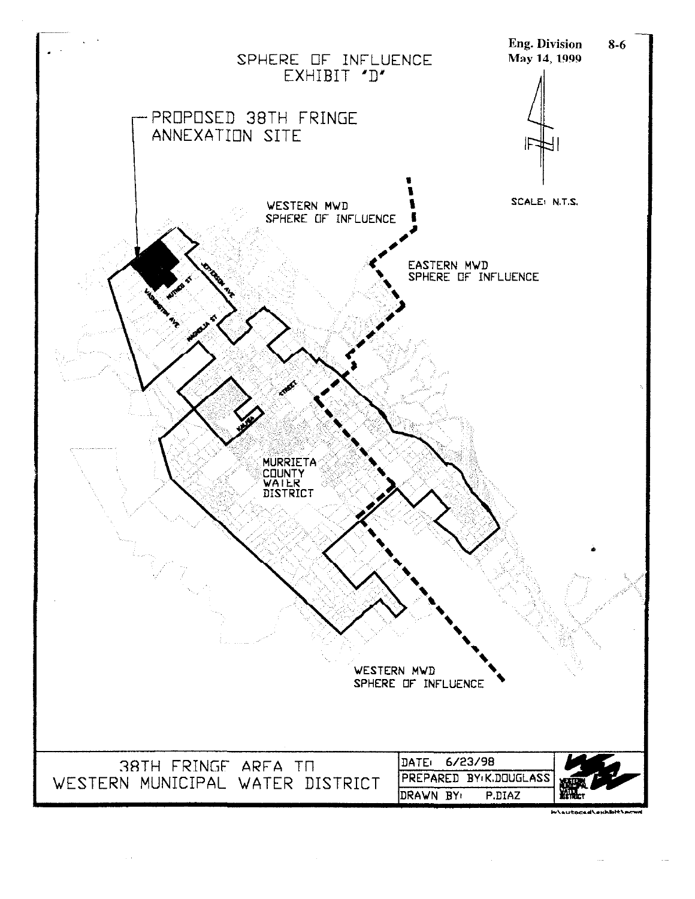Eng. Division 8-6
May 14, 1999

# SPHERE OF INFLUENCE
## EXHIBIT "D"

PROPOSED 38TH FRINGE ANNEXATION SITE

SCALE: N.T.S.

WESTERN MWD SPHERE OF INFLUENCE

EASTERN MWD SPHERE OF INFLUENCE

JEFFERSON AVE.

NUTMEG ST

WASHINGTON AVE

MAGNOLIA ST

STREET

KALMIA

MURRIETA COUNTY WATER DISTRICT

WESTERN MWD SPHERE OF INFLUENCE

| 38TH FRINGE AREA TO WESTERN MUNICIPAL WATER DISTRICT | DATE: 6/23/98 |
| --- | --- |
| | PREPARED BY: K.DOUGLASS |
| | DRAWN BY: P.DIAZ |

WESTERN MUNICIPAL WATER DISTRICT

h:\autocad\exhibit\srwd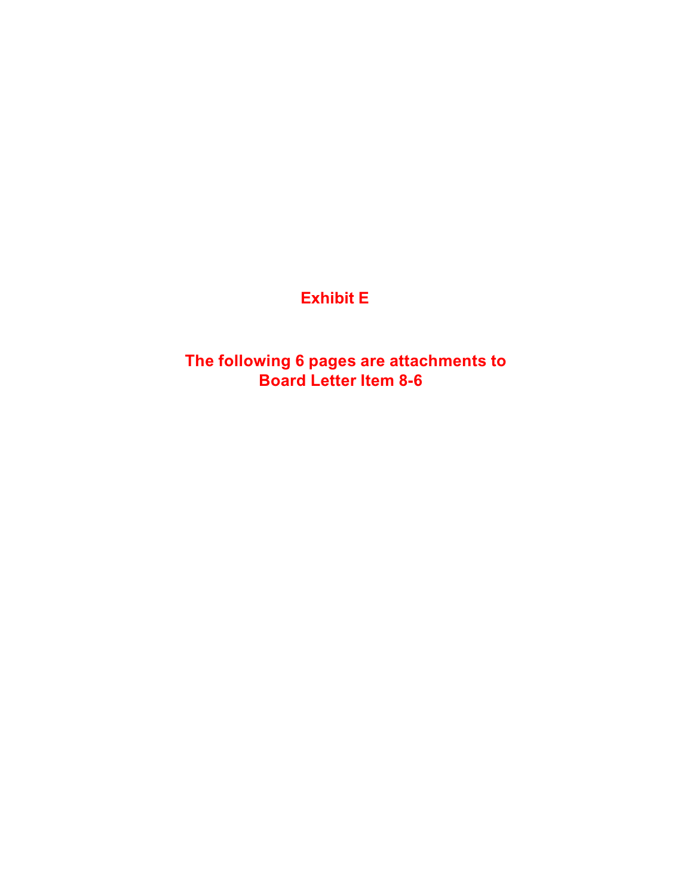# Exhibit E

**The following 6 pages are attachments to Board Letter Item 8-6**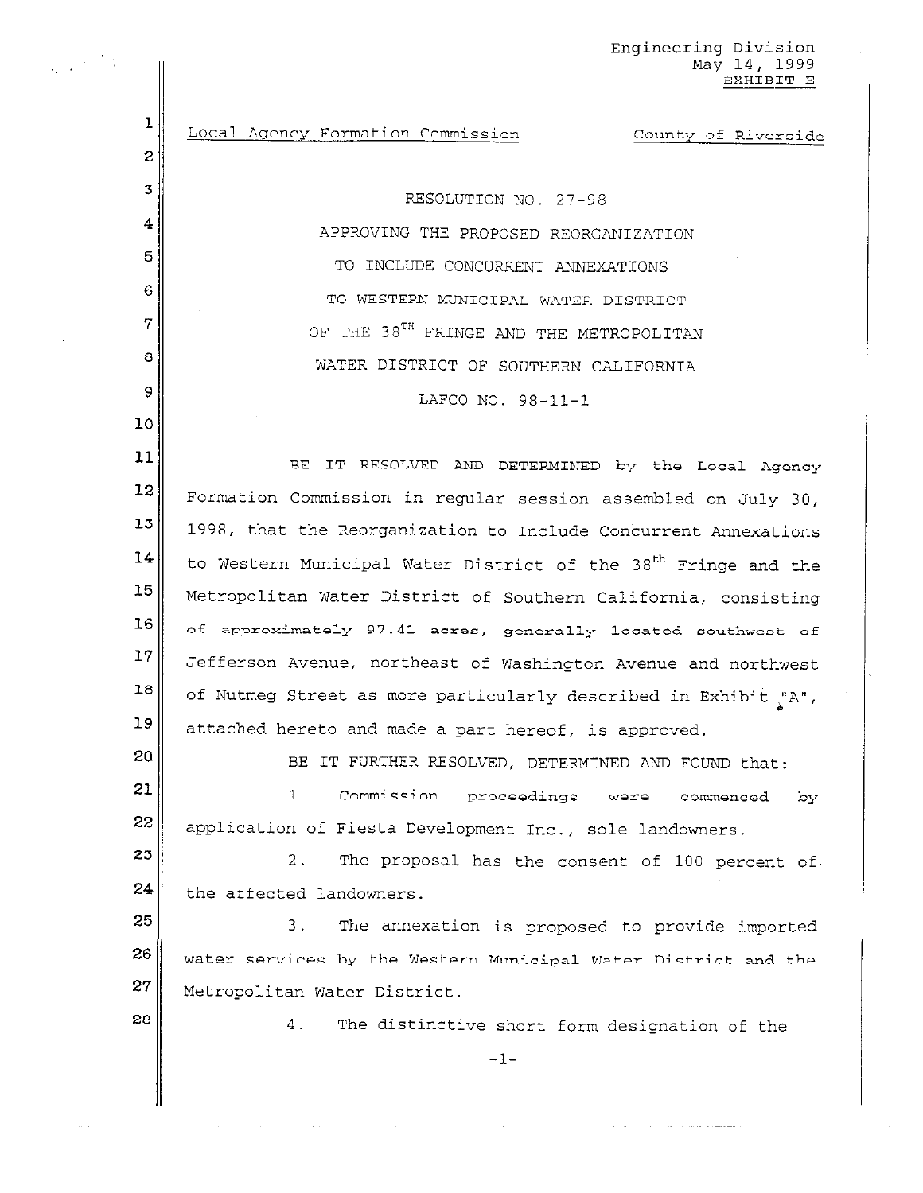Engineering Division
May 14, 1999
EXHIBIT E

Local Agency Formation Commission          County of Riverside

RESOLUTION NO. 27-98

APPROVING THE PROPOSED REORGANIZATION

TO INCLUDE CONCURRENT ANNEXATIONS

TO WESTERN MUNICIPAL WATER DISTRICT

OF THE 38[TH] FRINGE AND THE METROPOLITAN

WATER DISTRICT OF SOUTHERN CALIFORNIA

LAFCO NO. 98-11-1

BE IT RESOLVED AND DETERMINED by the Local Agency Formation Commission in regular session assembled on July 30, 1998, that the Reorganization to Include Concurrent Annexations to Western Municipal Water District of the 38[th] Fringe and the Metropolitan Water District of Southern California, consisting of approximately 97.41 acres, generally located southwest of Jefferson Avenue, northeast of Washington Avenue and northwest of Nutmeg Street as more particularly described in Exhibit "A", attached hereto and made a part hereof, is approved.

BE IT FURTHER RESOLVED, DETERMINED AND FOUND that:

1. Commission proceedings were commenced by application of Fiesta Development Inc., sole landowners.

2. The proposal has the consent of 100 percent of the affected landowners.

3. The annexation is proposed to provide imported water services by the Western Municipal Water District and the Metropolitan Water District.

4. The distinctive short form designation of the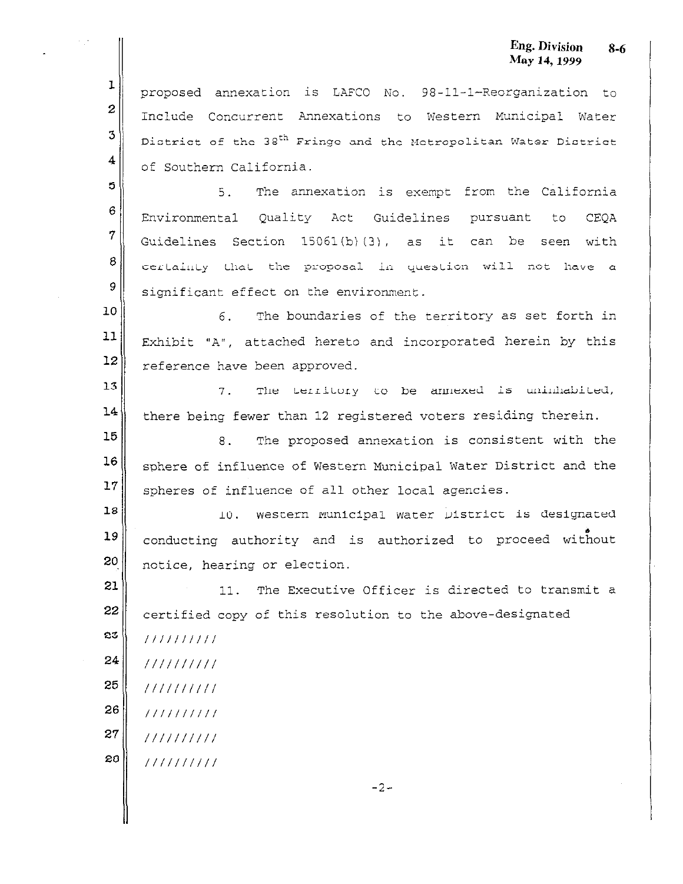proposed annexation is LAFCO No. 98-11-1—Reorganization to Include Concurrent Annexations to Western Municipal Water District of the 38th Fringe and the Metropolitan Water District of Southern California.

5. The annexation is exempt from the California Environmental Quality Act Guidelines pursuant to CEQA Guidelines Section 15061(b)(3), as it can be seen with certainty that the proposal in question will not have a significant effect on the environment.

6. The boundaries of the territory as set forth in Exhibit "A", attached hereto and incorporated herein by this reference have been approved.

7. The territory to be annexed is uninhabited, there being fewer than 12 registered voters residing therein.

8. The proposed annexation is consistent with the sphere of influence of Western Municipal Water District and the spheres of influence of all other local agencies.

10. Western Municipal Water District is designated conducting authority and is authorized to proceed without notice, hearing or election.

11. The Executive Officer is directed to transmit a certified copy of this resolution to the above-designated

//////////

//////////

//////////

//////////

//////////

//////////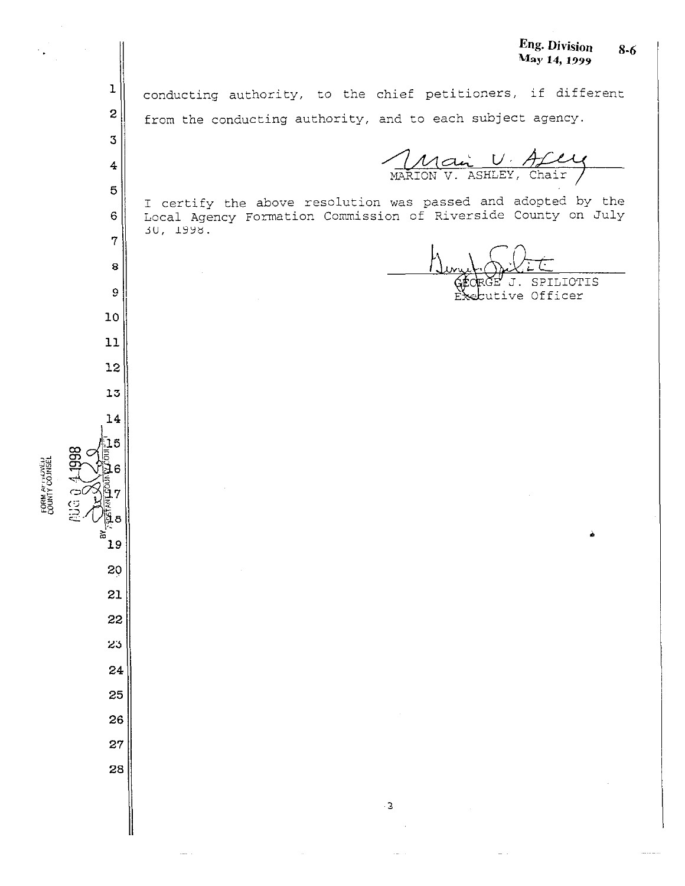conducting authority, to the chief petitioners, if different from the conducting authority, and to each subject agency.

MARION V. ASHLEY, Chair

I certify the above resolution was passed and adopted by the Local Agency Formation Commission of Riverside County on July 30, 1998.

GEORGE J. SPILIOTIS
Executive Officer

FORM APPROVED COUNTY COUNSEL
AUG 0 4 1998
BY ASSISTANT COUNTY COUNSEL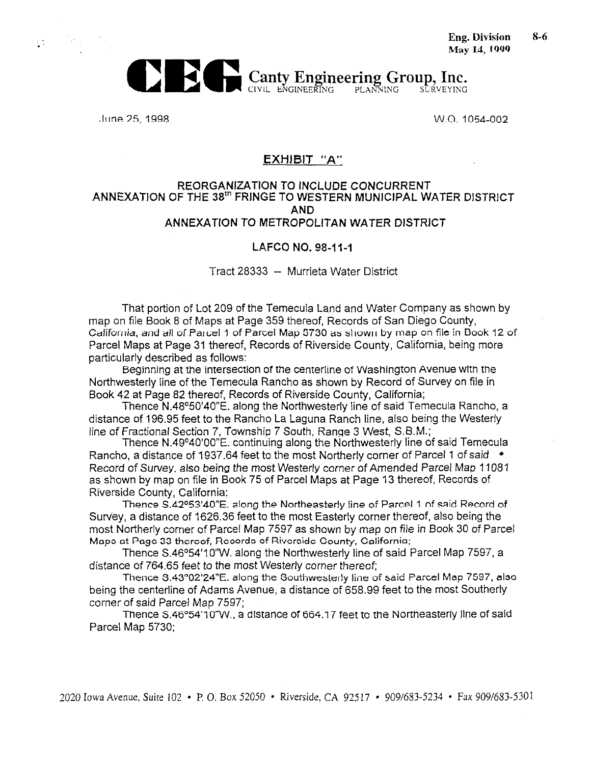Eng. Division 8-6
May 14, 1999

**CEG Canty Engineering Group, Inc.**
CIVIL ENGINEERING PLANNING SURVEYING

June 25, 1998 W.O. 1054-002

## EXHIBIT "A"

### REORGANIZATION TO INCLUDE CONCURRENT ANNEXATION OF THE 38th FRINGE TO WESTERN MUNICIPAL WATER DISTRICT AND ANNEXATION TO METROPOLITAN WATER DISTRICT

### LAFCO NO. 98-11-1

Tract 28333 -- Murrieta Water District

That portion of Lot 209 of the Temecula Land and Water Company as shown by map on file Book 8 of Maps at Page 359 thereof, Records of San Diego County, California, and all of Parcel 1 of Parcel Map 5730 as shown by map on file in Book 12 of Parcel Maps at Page 31 thereof, Records of Riverside County, California, being more particularly described as follows:

Beginning at the intersection of the centerline of Washington Avenue with the Northwesterly line of the Temecula Rancho as shown by Record of Survey on file in Book 42 at Page 82 thereof, Records of Riverside County, California;

Thence N.48°50'40"E. along the Northwesterly line of said Temecula Rancho, a distance of 196.95 feet to the Rancho La Laguna Ranch line, also being the Westerly line of Fractional Section 7, Township 7 South, Range 3 West, S.B.M.;

Thence N.49°40'00"E. continuing along the Northwesterly line of said Temecula Rancho, a distance of 1937.64 feet to the most Northerly corner of Parcel 1 of said Record of Survey, also being the most Westerly corner of Amended Parcel Map 11081 as shown by map on file in Book 75 of Parcel Maps at Page 13 thereof, Records of Riverside County, California;

Thence S.42°53'40"E. along the Northeasterly line of Parcel 1 of said Record of Survey, a distance of 1626.36 feet to the most Easterly corner thereof, also being the most Northerly corner of Parcel Map 7597 as shown by map on file in Book 30 of Parcel Maps at Page 33 thereof, Records of Riverside County, California;

Thence S.46°54'10"W. along the Northwesterly line of said Parcel Map 7597, a distance of 764.65 feet to the most Westerly corner thereof;

Thence S.43°02'24"E. along the Southwesterly line of said Parcel Map 7597, also being the centerline of Adams Avenue, a distance of 658.99 feet to the most Southerly corner of said Parcel Map 7597;

Thence S.46°54'10"W., a distance of 664.17 feet to the Northeasterly line of said Parcel Map 5730;

2020 Iowa Avenue, Suite 102 • P. O. Box 52050 • Riverside, CA 92517 • 909/683-5234 • Fax 909/683-5301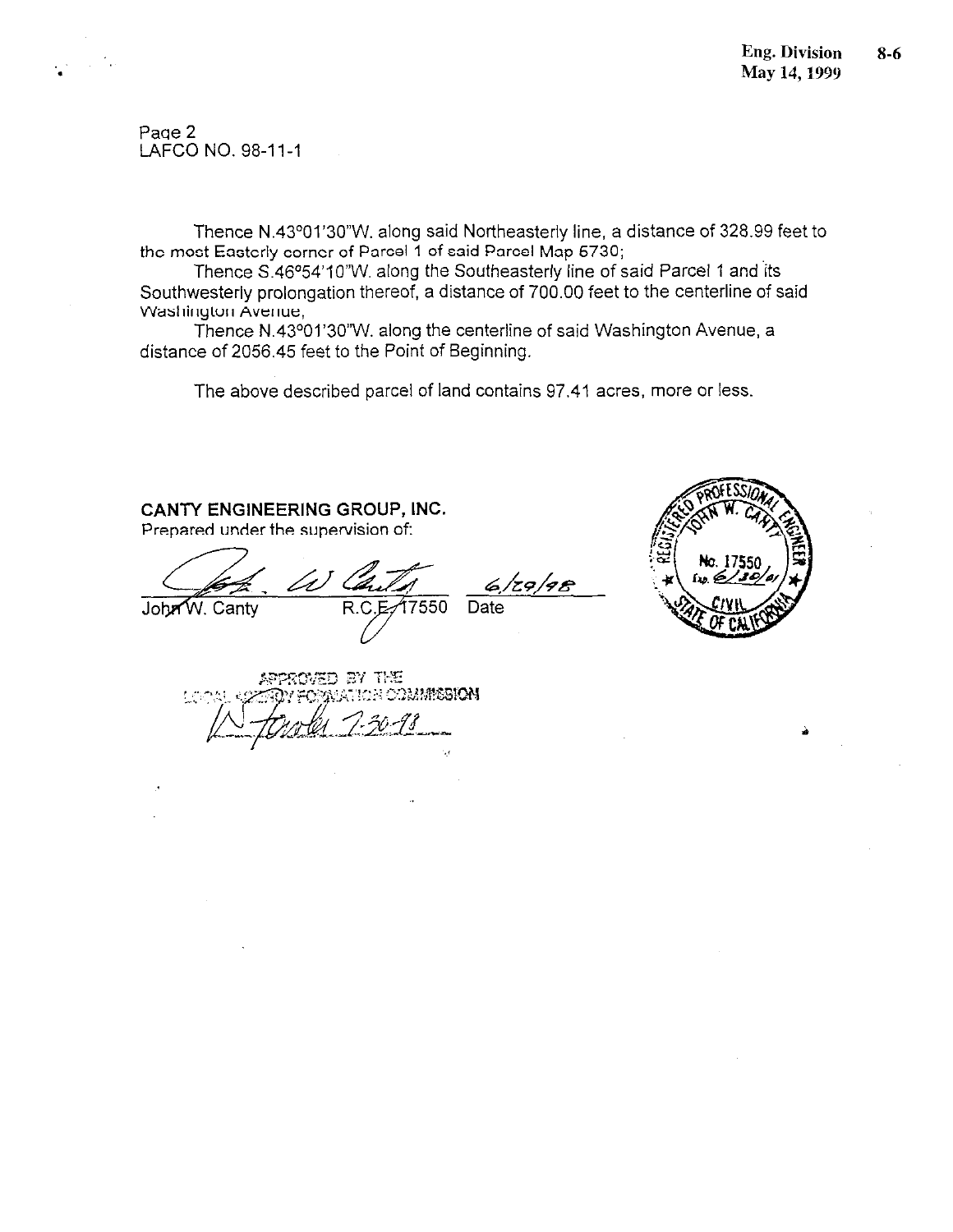Page 2
LAFCO NO. 98-11-1

Thence N.43°01'30"W. along said Northeasterly line, a distance of 328.99 feet to the most Easterly corner of Parcel 1 of said Parcel Map 6730;

Thence S.46°54'10"W. along the Southeasterly line of said Parcel 1 and its Southwesterly prolongation thereof, a distance of 700.00 feet to the centerline of said Washington Avenue;

Thence N.43°01'30"W. along the centerline of said Washington Avenue, a distance of 2056.45 feet to the Point of Beginning.

The above described parcel of land contains 97.41 acres, more or less.

**CANTY ENGINEERING GROUP, INC.**
Prepared under the supervision of:

John W. Canty R.C.E. 17550 Date 6/29/98

REGISTERED PROFESSIONAL ENGINEER
JOHN W. CANTY
No. 17550
Exp. 6/30/01
CIVIL
STATE OF CALIFORNIA

APPROVED BY THE LOCAL AGENCY FORMATION COMMISSION
7-30-98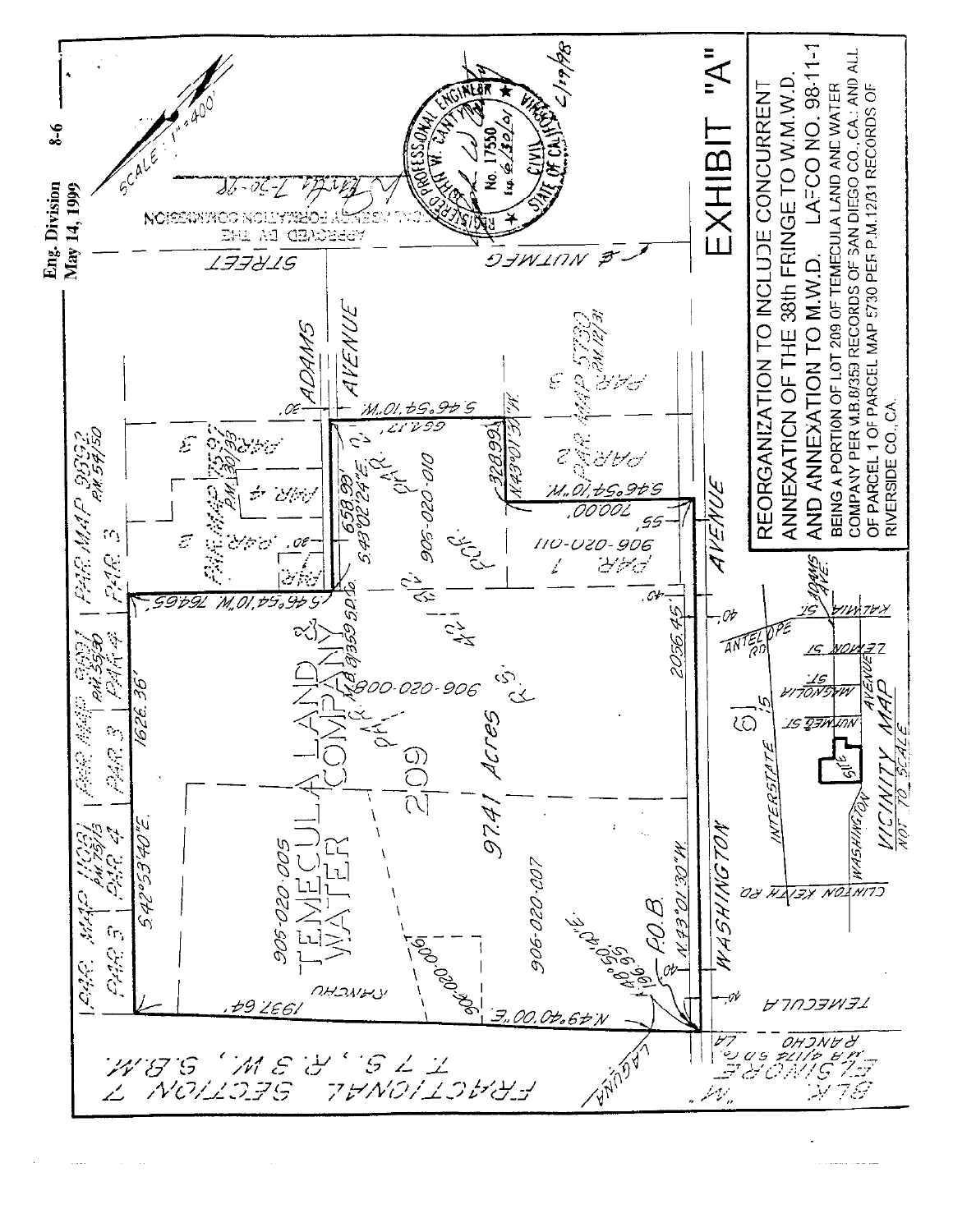Eng. Division
May 14, 1999

8-6

# EXHIBIT "A"

**REORGANIZATION TO INCLUDE CONCURRENT ANNEXATION OF THE 38th FRINGE TO W.M.W.D. AND ANNEXATION TO M.W.D. LAFCO NO. 98-11-1**

BEING A PORTION OF LOT 209 OF TEMECULA LAND AND WATER COMPANY PER M.B.8/359 RECORDS OF SAN DIEGO CO., CA.; AND ALL OF PARCEL 1 OF PARCEL MAP 5730 PER P.M.12/31 RECORDS OF RIVERSIDE CO., CA.

SCALE: 1"=400'

APPROVED BY THE LOCAL AGENCY FORMATION COMMISSION

REGISTERED PROFESSIONAL ENGINEER
No. 17550
Exp. 6/30/01
CIVIL
STATE OF CALIFORNIA

TEMECULA LAND & WATER COMPANY
M.B. 8/359 S.D. Co.
209
97.41 Acres

906-020-005
906-020-006
906-020-007
906-020-008
906-020-010
906-020-011

P.O.B.

N.49°40'00"E. 1937.64'
S.42°53'40"E. 1626.36'
S.46°54'10"W. 764.65'
S.43°02'24"E. 658.99'
S.46°54'10"W. 664.17'
N.43°01'30"W. 328.99'
S.46°54'10"W. 700.00'
2056.45'
N.43°01'30"W.
N.48°50'51"E. 196.96'

PAR. MAP 11091 PM 75/13 PAR. 3 PAR. 4
PAR. MAP 9991 PM 55/30 PAR. 3 PAR. 4
PAR. MAP 9592 PM 54/50 PAR. 3
PAR. MAP 7592 PM 30/93 PAR. 4
PAR. MAP 5730 PM 12/31 PAR. 1 PAR. 2

ADAMS AVENUE
NUTMEG STREET
WASHINGTON AVENUE
RANCHO
LAGUNA
TEMECULA
BLK. "M" ELSINORE RANCHO M.B. 4/174 S.D. Co.

T. 7 S., R. 3 W., S.B.M.
FRACTIONAL SECTION 7

VICINITY MAP
NOT TO SCALE

INTERSTATE 15
ANTELOPE RD
KALMIA ST.
LEMON ST.
MAGNOLIA ST.
NUTMEG ST.
ADAMS AVE.
AVENUE
WASHINGTON
CLINTON KEITH RD
SITE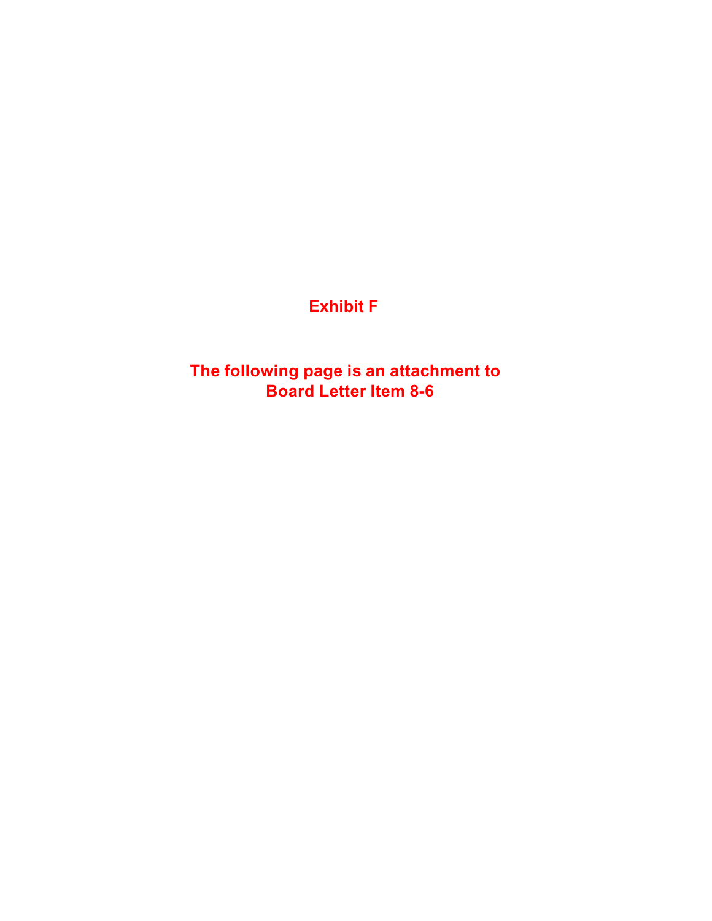# Exhibit F

**The following page is an attachment to Board Letter Item 8-6**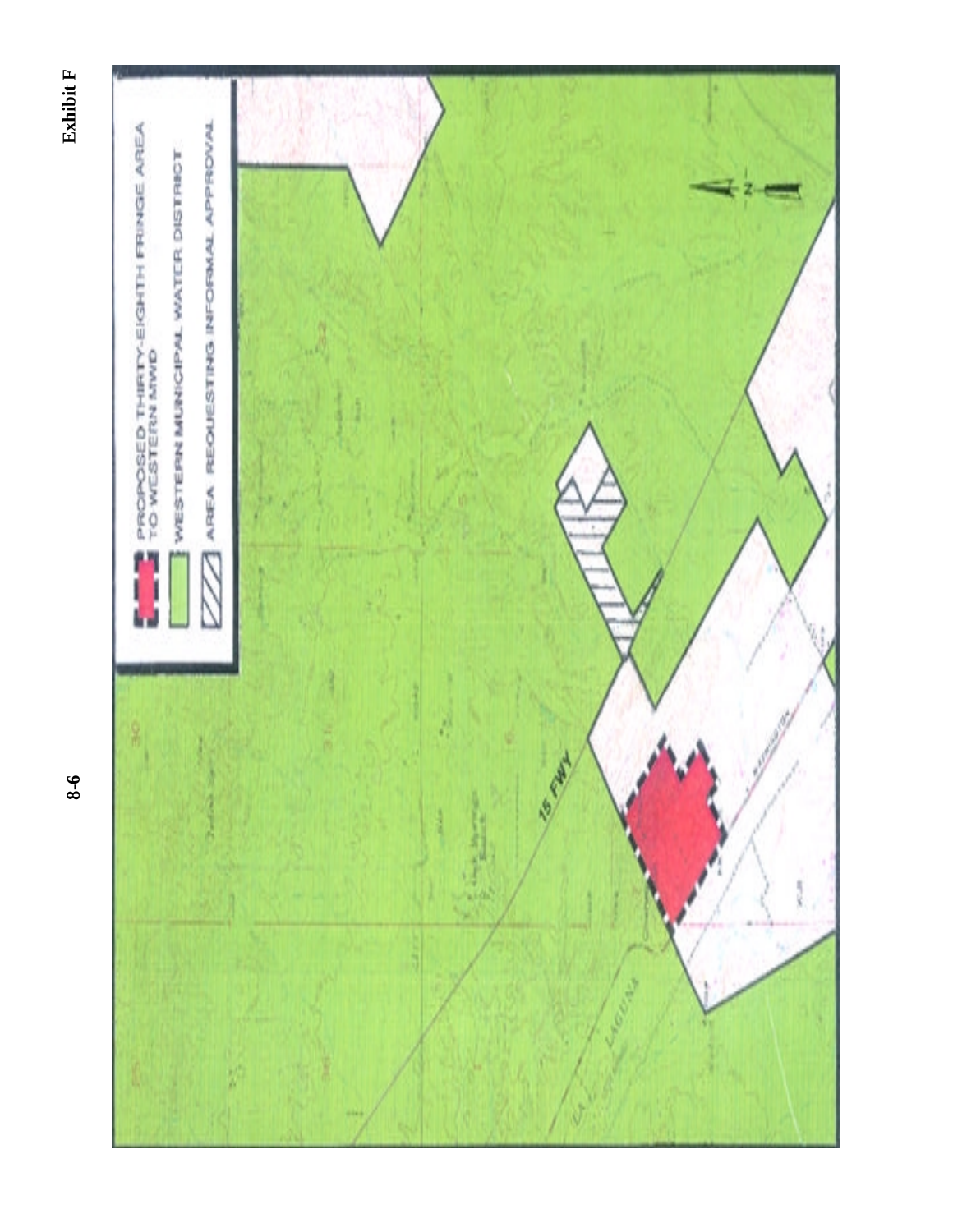Exhibit F

PROPOSED THIRTY-EIGHTH FRINGE AREA TO WESTERN MWD

WESTERN MUNICIPAL WATER DISTRICT

AREA REQUESTING INFORMAL APPROVAL

15 FWY

LAGUNA

WASHINGTON